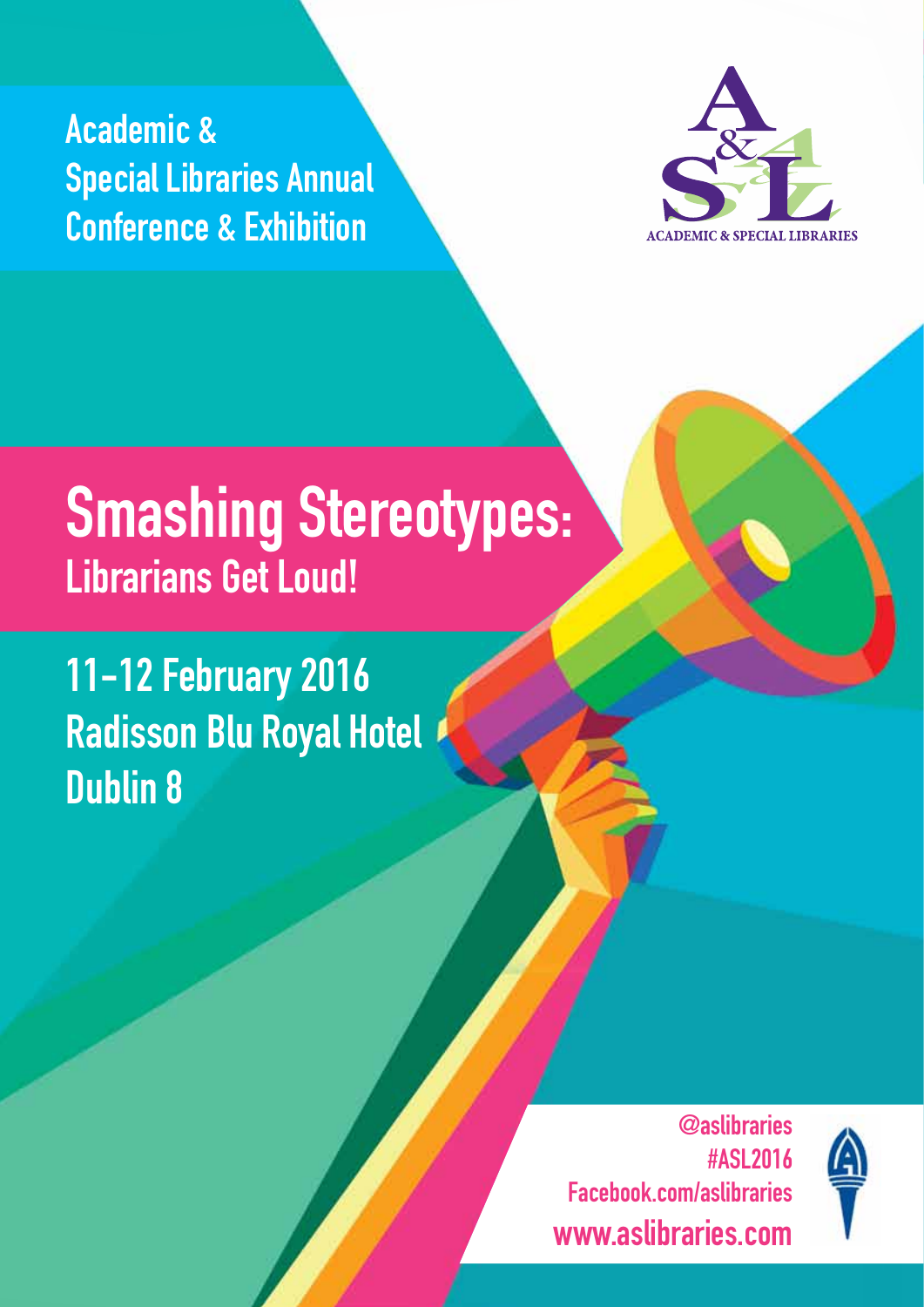Academic &
Special Libraries Annual
Conference & Exhibition

ACADEMIC & SPECIAL LIBRARIES

# Smashing Stereotypes:
## Librarians Get Loud!

**11-12 February 2016**
**Radisson Blu Royal Hotel**
**Dublin 8**

@aslibraries
#ASL2016
Facebook.com/aslibraries
www.aslibraries.com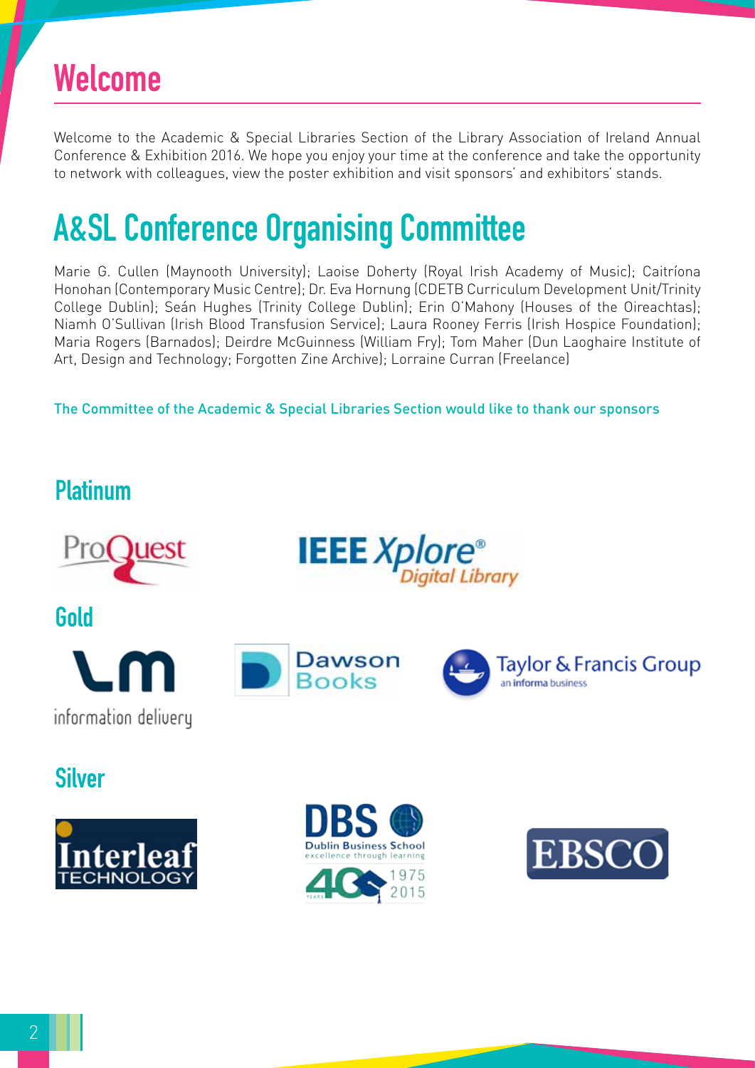# Welcome

Welcome to the Academic & Special Libraries Section of the Library Association of Ireland Annual Conference & Exhibition 2016. We hope you enjoy your time at the conference and take the opportunity to network with colleagues, view the poster exhibition and visit sponsors' and exhibitors' stands.

# A&SL Conference Organising Committee

Marie G. Cullen (Maynooth University); Laoise Doherty (Royal Irish Academy of Music); Caitríona Honohan (Contemporary Music Centre); Dr. Eva Hornung (CDETB Curriculum Development Unit/Trinity College Dublin); Seán Hughes (Trinity College Dublin); Erin O'Mahony (Houses of the Oireachtas); Niamh O'Sullivan (Irish Blood Transfusion Service); Laura Rooney Ferris (Irish Hospice Foundation); Maria Rogers (Barnados); Deirdre McGuinness (William Fry); Tom Maher (Dun Laoghaire Institute of Art, Design and Technology; Forgotten Zine Archive); Lorraine Curran (Freelance)

The Committee of the Academic & Special Libraries Section would like to thank our sponsors

## Platinum

ProQuest

IEEE Xplore® Digital Library

## Gold

LM information delivery

Dawson Books

Taylor & Francis Group an informa business

## Silver

Interleaf Technology

DBS Dublin Business School excellence through learning 40 years 1975 2015

EBSCO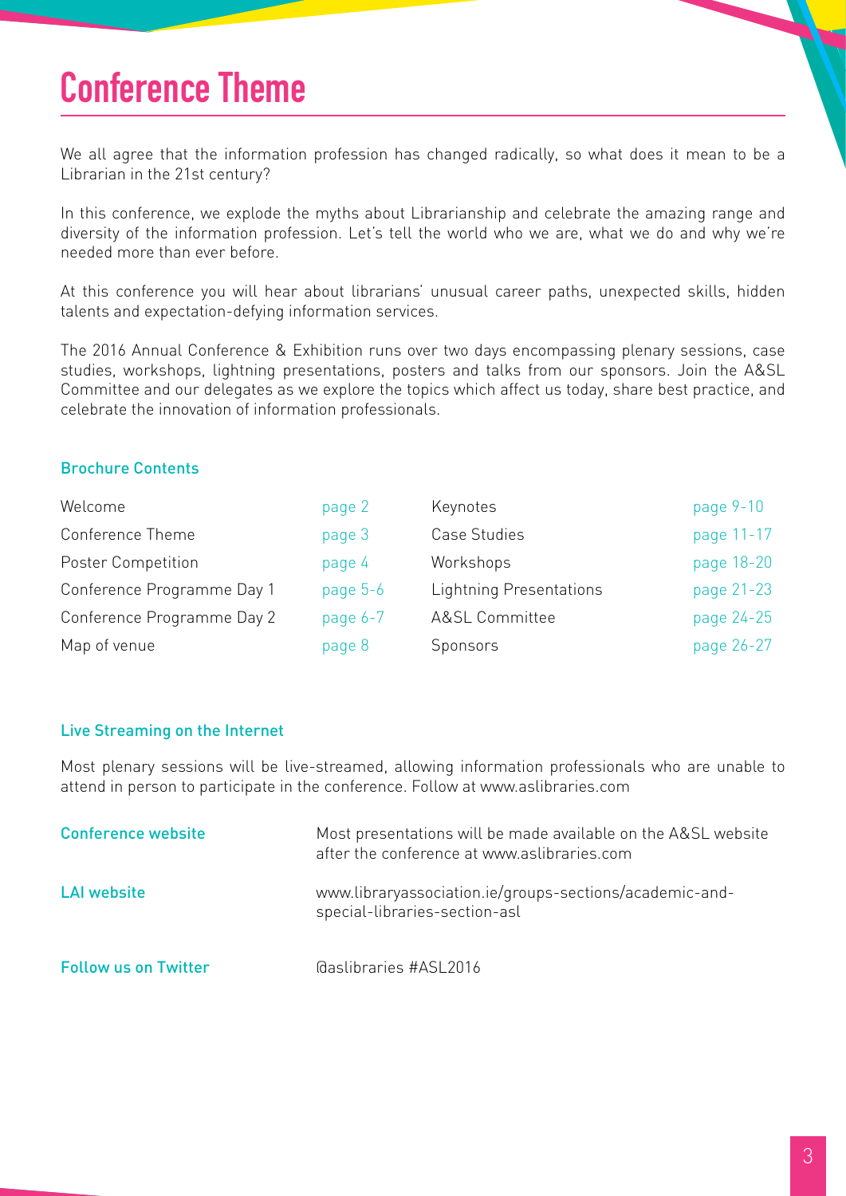# Conference Theme

We all agree that the information profession has changed radically, so what does it mean to be a Librarian in the 21st century?

In this conference, we explode the myths about Librarianship and celebrate the amazing range and diversity of the information profession. Let's tell the world who we are, what we do and why we're needed more than ever before.

At this conference you will hear about librarians' unusual career paths, unexpected skills, hidden talents and expectation-defying information services.

The 2016 Annual Conference & Exhibition runs over two days encompassing plenary sessions, case studies, workshops, lightning presentations, posters and talks from our sponsors. Join the A&SL Committee and our delegates as we explore the topics which affect us today, share best practice, and celebrate the innovation of information professionals.

## Brochure Contents

| | | | |
|---|---|---|---|
| Welcome | page 2 | Keynotes | page 9-10 |
| Conference Theme | page 3 | Case Studies | page 11-17 |
| Poster Competition | page 4 | Workshops | page 18-20 |
| Conference Programme Day 1 | page 5-6 | Lightning Presentations | page 21-23 |
| Conference Programme Day 2 | page 6-7 | A&SL Committee | page 24-25 |
| Map of venue | page 8 | Sponsors | page 26-27 |

## Live Streaming on the Internet

Most plenary sessions will be live-streamed, allowing information professionals who are unable to attend in person to participate in the conference. Follow at www.aslibraries.com

**Conference website** Most presentations will be made available on the A&SL website after the conference at www.aslibraries.com

**LAI website** www.libraryassociation.ie/groups-sections/academic-and-special-libraries-section-asl

**Follow us on Twitter** @aslibraries #ASL2016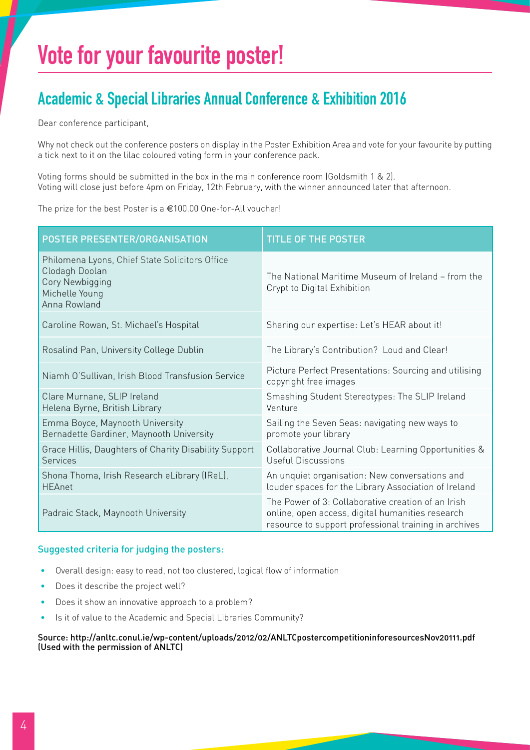# Vote for your favourite poster!

## Academic & Special Libraries Annual Conference & Exhibition 2016

Dear conference participant,

Why not check out the conference posters on display in the Poster Exhibition Area and vote for your favourite by putting a tick next to it on the lilac coloured voting form in your conference pack.

Voting forms should be submitted in the box in the main conference room (Goldsmith 1 & 2).
Voting will close just before 4pm on Friday, 12th February, with the winner announced later that afternoon.

The prize for the best Poster is a €100.00 One-for-All voucher!

| POSTER PRESENTER/ORGANISATION | TITLE OF THE POSTER |
|---|---|
| Philomena Lyons, Chief State Solicitors Office<br>Clodagh Doolan<br>Cory Newbigging<br>Michelle Young<br>Anna Rowland | The National Maritime Museum of Ireland – from the Crypt to Digital Exhibition |
| Caroline Rowan, St. Michael's Hospital | Sharing our expertise: Let's HEAR about it! |
| Rosalind Pan, University College Dublin | The Library's Contribution? Loud and Clear! |
| Niamh O'Sullivan, Irish Blood Transfusion Service | Picture Perfect Presentations: Sourcing and utilising copyright free images |
| Clare Murnane, SLIP Ireland<br>Helena Byrne, British Library | Smashing Student Stereotypes: The SLIP Ireland Venture |
| Emma Boyce, Maynooth University<br>Bernadette Gardiner, Maynooth University | Sailing the Seven Seas: navigating new ways to promote your library |
| Grace Hillis, Daughters of Charity Disability Support Services | Collaborative Journal Club: Learning Opportunities & Useful Discussions |
| Shona Thoma, Irish Research eLibrary (IReL), HEAnet | An unquiet organisation: New conversations and louder spaces for the Library Association of Ireland |
| Padraic Stack, Maynooth University | The Power of 3: Collaborative creation of an Irish online, open access, digital humanities research resource to support professional training in archives |

#### Suggested criteria for judging the posters:

- Overall design: easy to read, not too clustered, logical flow of information
- Does it describe the project well?
- Does it show an innovative approach to a problem?
- Is it of value to the Academic and Special Libraries Community?

**Source: http://anltc.conul.ie/wp-content/uploads/2012/02/ANLTCpostercompetitioninforesourcesNov20111.pdf (Used with the permission of ANLTC)**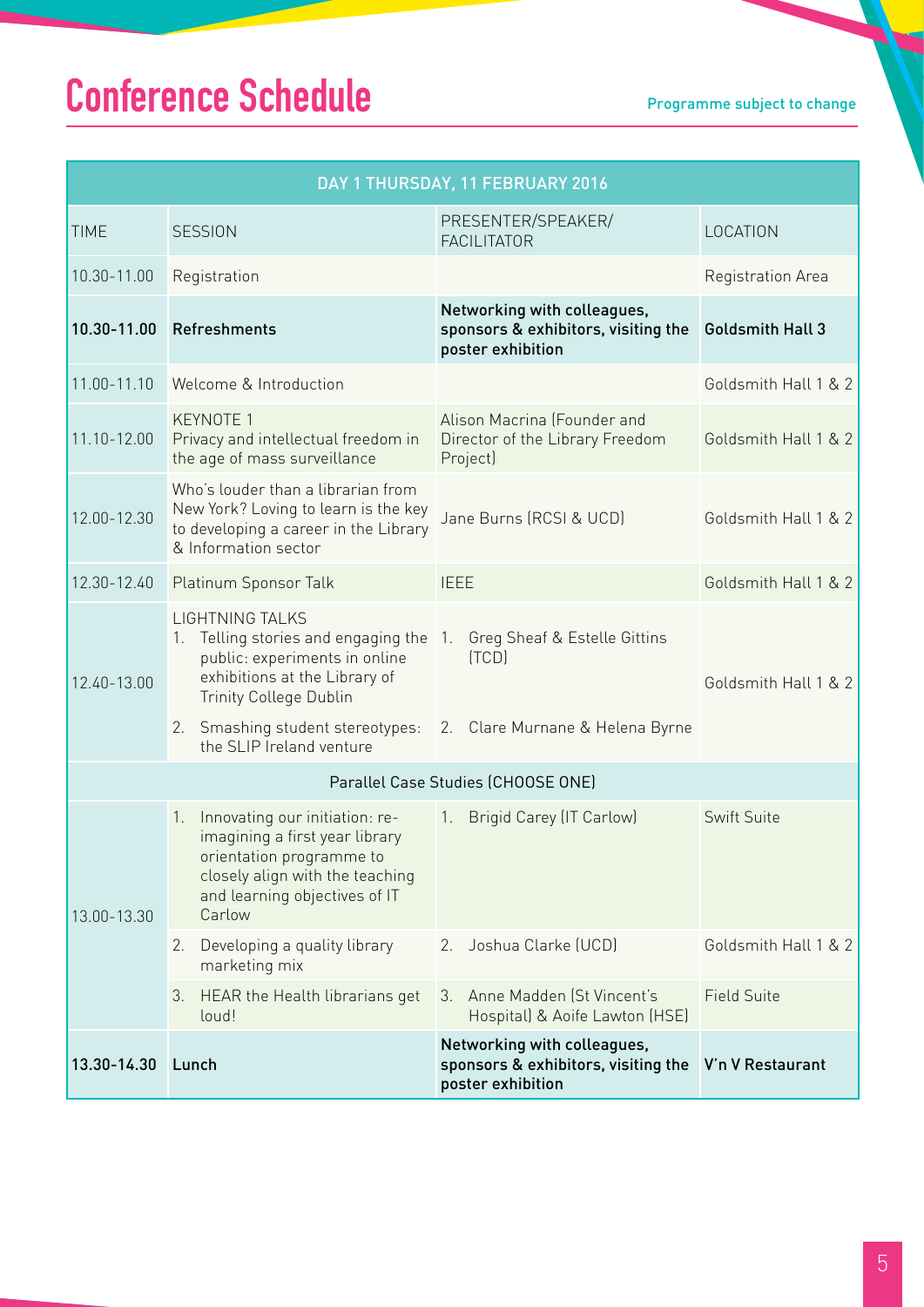# Conference Schedule

Programme subject to change

| DAY 1 THURSDAY, 11 FEBRUARY 2016 | | | |
|---|---|---|---|
| TIME | SESSION | PRESENTER/SPEAKER/ FACILITATOR | LOCATION |
| 10.30-11.00 | Registration | | Registration Area |
| **10.30-11.00** | **Refreshments** | **Networking with colleagues, sponsors & exhibitors, visiting the poster exhibition** | **Goldsmith Hall 3** |
| 11.00-11.10 | Welcome & Introduction | | Goldsmith Hall 1 & 2 |
| 11.10-12.00 | KEYNOTE 1<br>Privacy and intellectual freedom in the age of mass surveillance | Alison Macrina (Founder and Director of the Library Freedom Project) | Goldsmith Hall 1 & 2 |
| 12.00-12.30 | Who's louder than a librarian from New York? Loving to learn is the key to developing a career in the Library & Information sector | Jane Burns (RCSI & UCD) | Goldsmith Hall 1 & 2 |
| 12.30-12.40 | Platinum Sponsor Talk | IEEE | Goldsmith Hall 1 & 2 |
| 12.40-13.00 | LIGHTNING TALKS<br>1. Telling stories and engaging the public: experiments in online exhibitions at the Library of Trinity College Dublin<br>2. Smashing student stereotypes: the SLIP Ireland venture | 1. Greg Sheaf & Estelle Gittins (TCD)<br>2. Clare Murnane & Helena Byrne | Goldsmith Hall 1 & 2 |
| Parallel Case Studies (CHOOSE ONE) | | | |
| 13.00-13.30 | 1. Innovating our initiation: re-imagining a first year library orientation programme to closely align with the teaching and learning objectives of IT Carlow | 1. Brigid Carey (IT Carlow) | Swift Suite |
| | 2. Developing a quality library marketing mix | 2. Joshua Clarke (UCD) | Goldsmith Hall 1 & 2 |
| | 3. HEAR the Health librarians get loud! | 3. Anne Madden (St Vincent's Hospital) & Aoife Lawton (HSE) | Field Suite |
| **13.30-14.30** | **Lunch** | **Networking with colleagues, sponsors & exhibitors, visiting the poster exhibition** | **V'n V Restaurant** |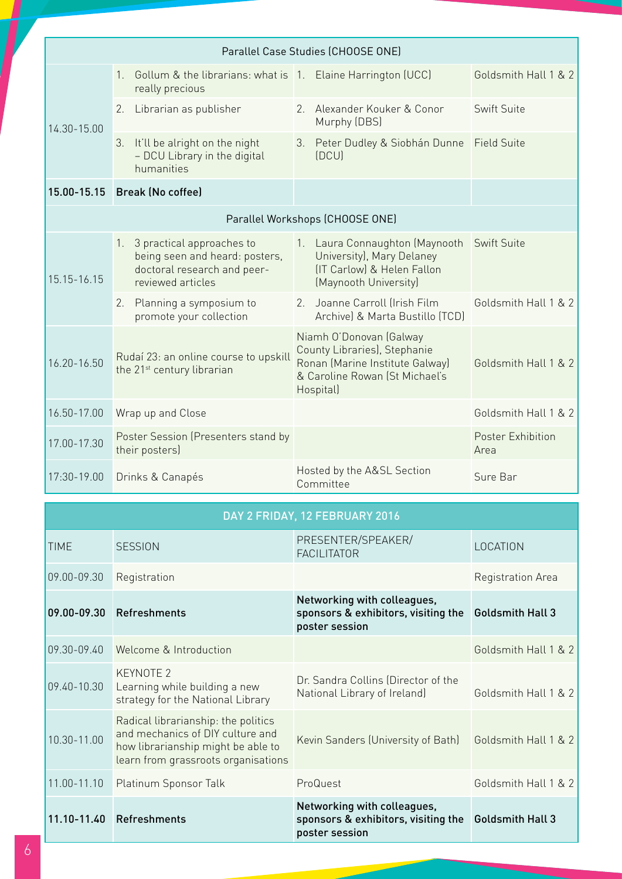| | | | |
|---|---|---|---|
| **Parallel Case Studies (CHOOSE ONE)** | | | |
| 14.30-15.00 | 1. Gollum & the librarians: what is really precious | 1. Elaine Harrington (UCC) | Goldsmith Hall 1 & 2 |
| | 2. Librarian as publisher | 2. Alexander Kouker & Conor Murphy (DBS) | Swift Suite |
| | 3. It'll be alright on the night – DCU Library in the digital humanities | 3. Peter Dudley & Siobhán Dunne (DCU) | Field Suite |
| **15.00-15.15** | **Break (No coffee)** | | |
| **Parallel Workshops (CHOOSE ONE)** | | | |
| 15.15-16.15 | 1. 3 practical approaches to being seen and heard: posters, doctoral research and peer-reviewed articles | 1. Laura Connaughton (Maynooth University), Mary Delaney (IT Carlow) & Helen Fallon (Maynooth University) | Swift Suite |
| | 2. Planning a symposium to promote your collection | 2. Joanne Carroll (Irish Film Archive) & Marta Bustillo (TCD) | Goldsmith Hall 1 & 2 |
| 16.20-16.50 | Rudaí 23: an online course to upskill the 21st century librarian | Niamh O'Donovan (Galway County Libraries), Stephanie Ronan (Marine Institute Galway) & Caroline Rowan (St Michael's Hospital) | Goldsmith Hall 1 & 2 |
| 16.50-17.00 | Wrap up and Close | | Goldsmith Hall 1 & 2 |
| 17.00-17.30 | Poster Session (Presenters stand by their posters) | | Poster Exhibition Area |
| 17:30-19.00 | Drinks & Canapés | Hosted by the A&SL Section Committee | Sure Bar |

## DAY 2 FRIDAY, 12 FEBRUARY 2016

| TIME | SESSION | PRESENTER/SPEAKER/ FACILITATOR | LOCATION |
|---|---|---|---|
| 09.00-09.30 | Registration | | Registration Area |
| **09.00-09.30** | **Refreshments** | **Networking with colleagues, sponsors & exhibitors, visiting the poster session** | **Goldsmith Hall 3** |
| 09.30-09.40 | Welcome & Introduction | | Goldsmith Hall 1 & 2 |
| 09.40-10.30 | KEYNOTE 2<br>Learning while building a new strategy for the National Library | Dr. Sandra Collins (Director of the National Library of Ireland) | Goldsmith Hall 1 & 2 |
| 10.30-11.00 | Radical librarianship: the politics and mechanics of DIY culture and how librarianship might be able to learn from grassroots organisations | Kevin Sanders (University of Bath) | Goldsmith Hall 1 & 2 |
| 11.00-11.10 | Platinum Sponsor Talk | ProQuest | Goldsmith Hall 1 & 2 |
| **11.10-11.40** | **Refreshments** | **Networking with colleagues, sponsors & exhibitors, visiting the poster session** | **Goldsmith Hall 3** |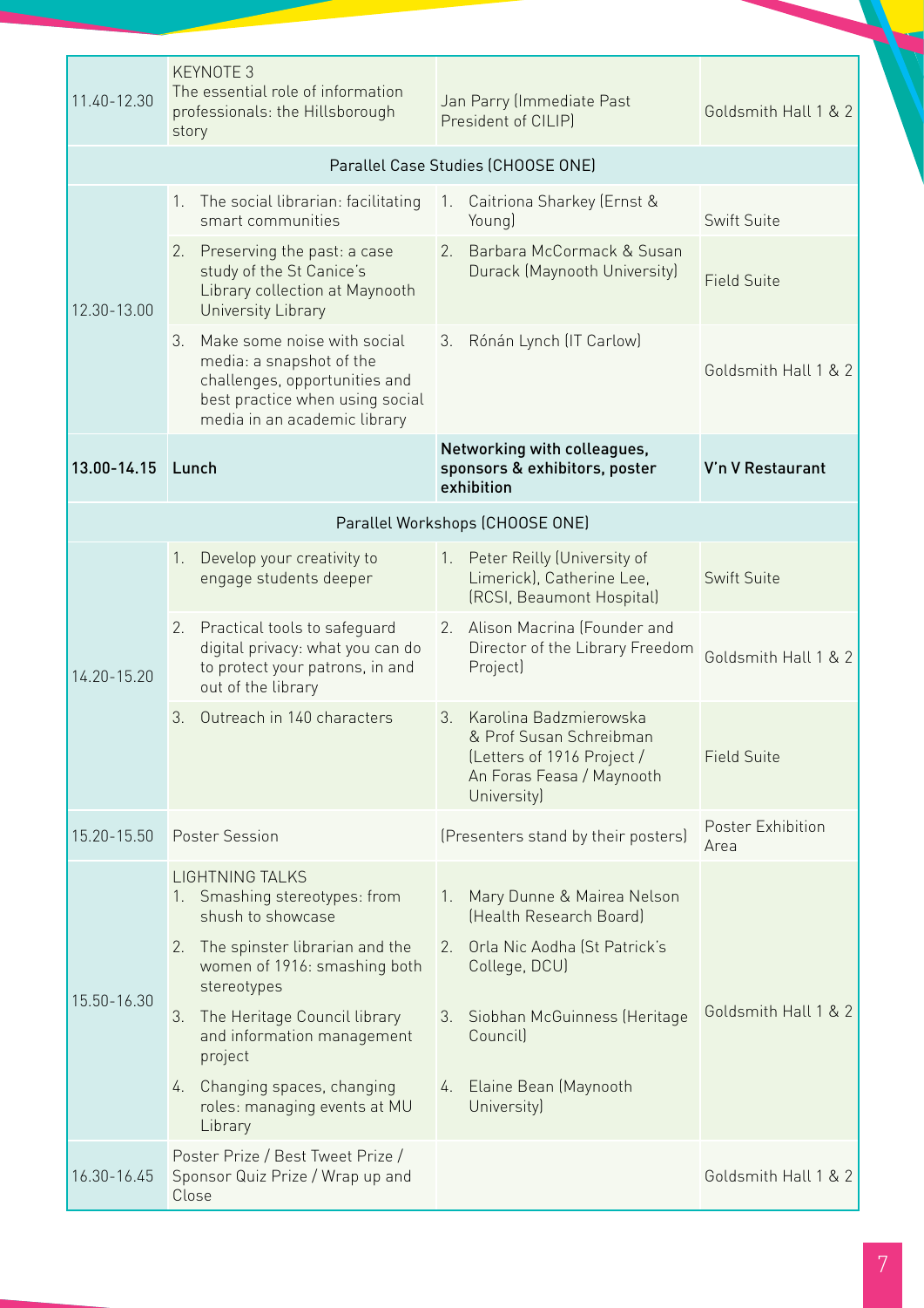| | | | |
|---|---|---|---|
| 11.40-12.30 | KEYNOTE 3<br>The essential role of information professionals: the Hillsborough story | Jan Parry (Immediate Past President of CILIP) | Goldsmith Hall 1 & 2 |
| | Parallel Case Studies (CHOOSE ONE) | | |
| 12.30-13.00 | 1. The social librarian: facilitating smart communities | 1. Caitriona Sharkey (Ernst & Young) | Swift Suite |
| | 2. Preserving the past: a case study of the St Canice's Library collection at Maynooth University Library | 2. Barbara McCormack & Susan Durack (Maynooth University) | Field Suite |
| | 3. Make some noise with social media: a snapshot of the challenges, opportunities and best practice when using social media in an academic library | 3. Rónán Lynch (IT Carlow) | Goldsmith Hall 1 & 2 |
| **13.00-14.15** | **Lunch** | **Networking with colleagues, sponsors & exhibitors, poster exhibition** | **V'n V Restaurant** |
| | Parallel Workshops (CHOOSE ONE) | | |
| 14.20-15.20 | 1. Develop your creativity to engage students deeper | 1. Peter Reilly (University of Limerick), Catherine Lee, (RCSI, Beaumont Hospital) | Swift Suite |
| | 2. Practical tools to safeguard digital privacy: what you can do to protect your patrons, in and out of the library | 2. Alison Macrina (Founder and Director of the Library Freedom Project) | Goldsmith Hall 1 & 2 |
| | 3. Outreach in 140 characters | 3. Karolina Badzmierowska & Prof Susan Schreibman (Letters of 1916 Project / An Foras Feasa / Maynooth University) | Field Suite |
| 15.20-15.50 | Poster Session | (Presenters stand by their posters) | Poster Exhibition Area |
| 15.50-16.30 | LIGHTNING TALKS<br>1. Smashing stereotypes: from shush to showcase | 1. Mary Dunne & Mairea Nelson (Health Research Board) | Goldsmith Hall 1 & 2 |
| | 2. The spinster librarian and the women of 1916: smashing both stereotypes | 2. Orla Nic Aodha (St Patrick's College, DCU) | |
| | 3. The Heritage Council library and information management project | 3. Siobhan McGuinness (Heritage Council) | |
| | 4. Changing spaces, changing roles: managing events at MU Library | 4. Elaine Bean (Maynooth University) | |
| 16.30-16.45 | Poster Prize / Best Tweet Prize / Sponsor Quiz Prize / Wrap up and Close | | Goldsmith Hall 1 & 2 |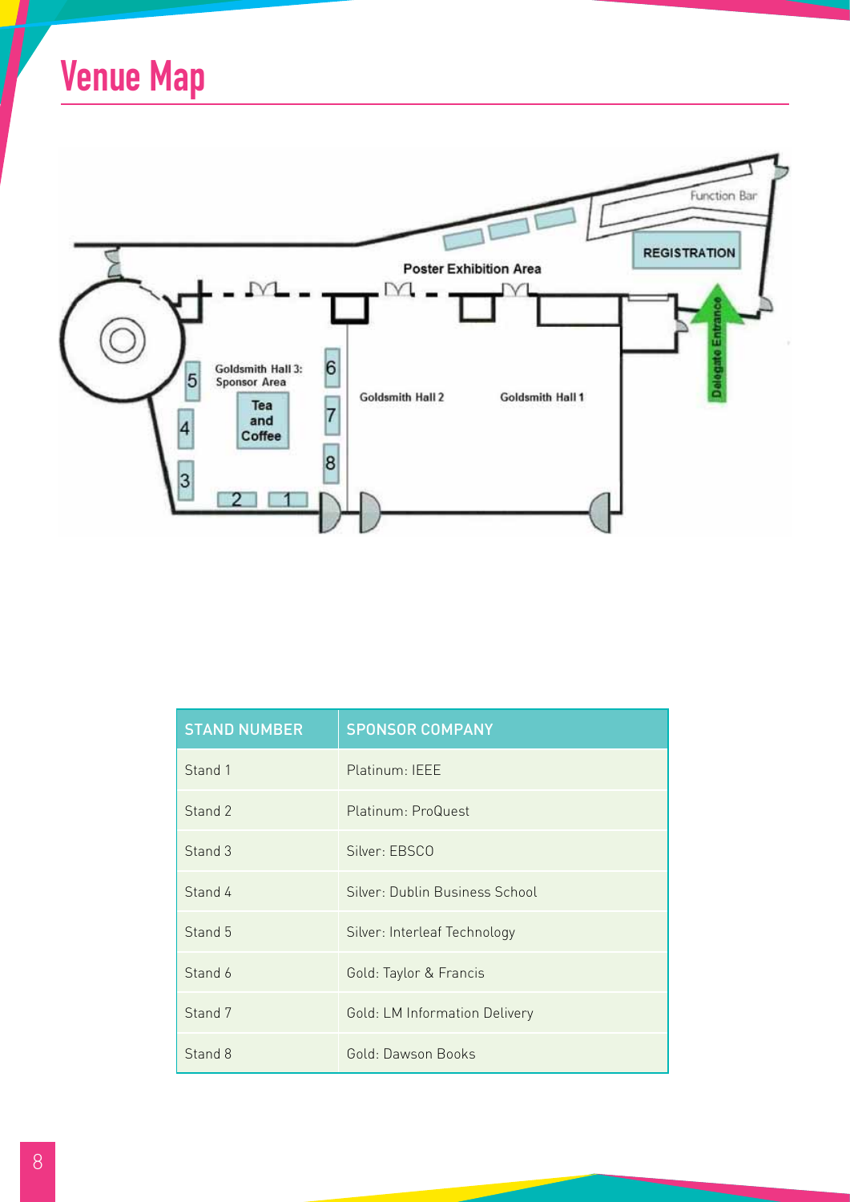# Venue Map

| STAND NUMBER | SPONSOR COMPANY |
|---|---|
| Stand 1 | Platinum: IEEE |
| Stand 2 | Platinum: ProQuest |
| Stand 3 | Silver: EBSCO |
| Stand 4 | Silver: Dublin Business School |
| Stand 5 | Silver: Interleaf Technology |
| Stand 6 | Gold: Taylor & Francis |
| Stand 7 | Gold: LM Information Delivery |
| Stand 8 | Gold: Dawson Books |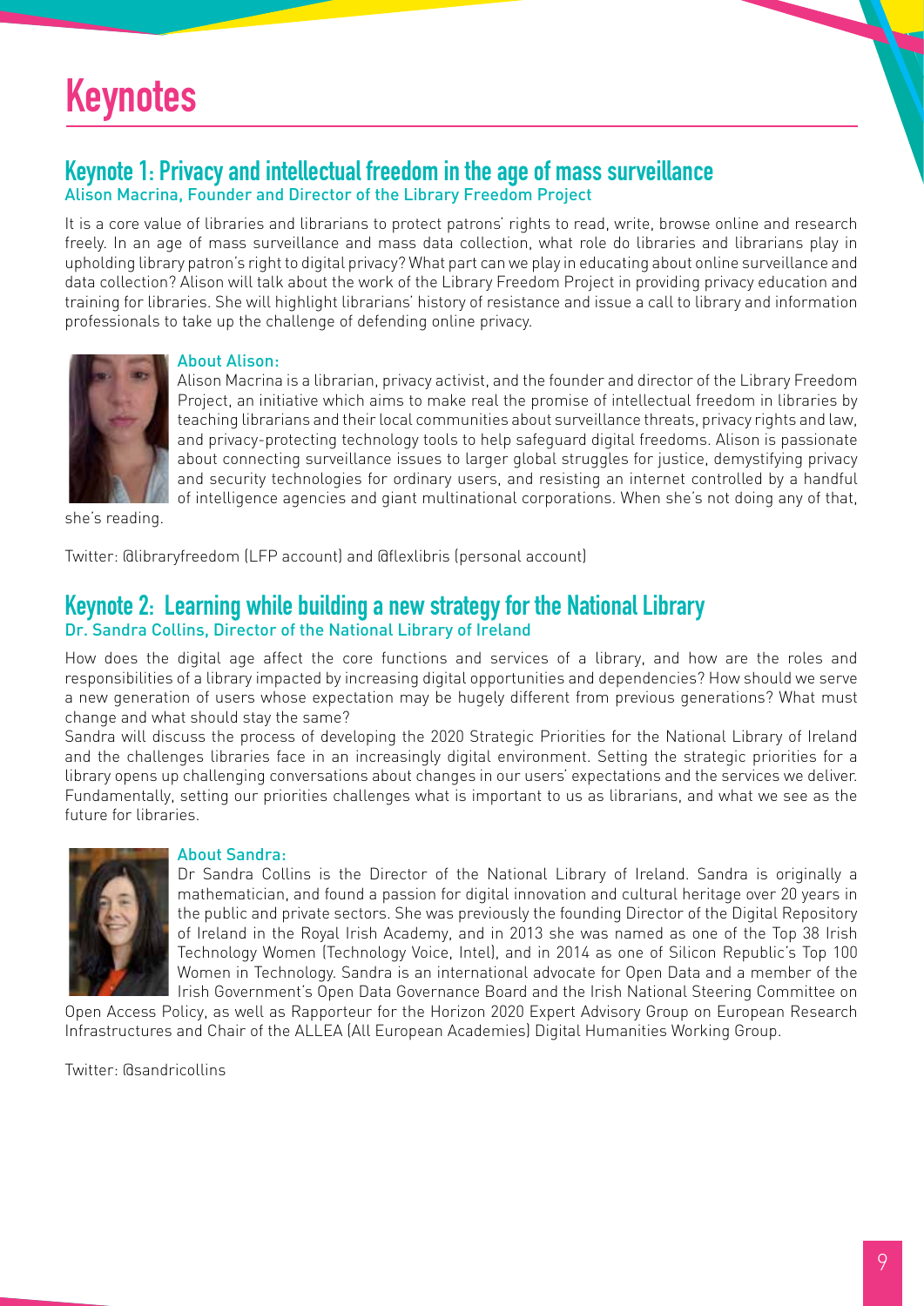# Keynotes

## Keynote 1: Privacy and intellectual freedom in the age of mass surveillance

### Alison Macrina, Founder and Director of the Library Freedom Project

It is a core value of libraries and librarians to protect patrons' rights to read, write, browse online and research freely. In an age of mass surveillance and mass data collection, what role do libraries and librarians play in upholding library patron's right to digital privacy? What part can we play in educating about online surveillance and data collection? Alison will talk about the work of the Library Freedom Project in providing privacy education and training for libraries. She will highlight librarians' history of resistance and issue a call to library and information professionals to take up the challenge of defending online privacy.

#### About Alison:

Alison Macrina is a librarian, privacy activist, and the founder and director of the Library Freedom Project, an initiative which aims to make real the promise of intellectual freedom in libraries by teaching librarians and their local communities about surveillance threats, privacy rights and law, and privacy-protecting technology tools to help safeguard digital freedoms. Alison is passionate about connecting surveillance issues to larger global struggles for justice, demystifying privacy and security technologies for ordinary users, and resisting an internet controlled by a handful of intelligence agencies and giant multinational corporations. When she's not doing any of that, she's reading.

Twitter: @libraryfreedom (LFP account) and @flexlibris (personal account)

## Keynote 2: Learning while building a new strategy for the National Library

### Dr. Sandra Collins, Director of the National Library of Ireland

How does the digital age affect the core functions and services of a library, and how are the roles and responsibilities of a library impacted by increasing digital opportunities and dependencies? How should we serve a new generation of users whose expectation may be hugely different from previous generations? What must change and what should stay the same?

Sandra will discuss the process of developing the 2020 Strategic Priorities for the National Library of Ireland and the challenges libraries face in an increasingly digital environment. Setting the strategic priorities for a library opens up challenging conversations about changes in our users' expectations and the services we deliver. Fundamentally, setting our priorities challenges what is important to us as librarians, and what we see as the future for libraries.

#### About Sandra:

Dr Sandra Collins is the Director of the National Library of Ireland. Sandra is originally a mathematician, and found a passion for digital innovation and cultural heritage over 20 years in the public and private sectors. She was previously the founding Director of the Digital Repository of Ireland in the Royal Irish Academy, and in 2013 she was named as one of the Top 38 Irish Technology Women (Technology Voice, Intel), and in 2014 as one of Silicon Republic's Top 100 Women in Technology. Sandra is an international advocate for Open Data and a member of the Irish Government's Open Data Governance Board and the Irish National Steering Committee on Open Access Policy, as well as Rapporteur for the Horizon 2020 Expert Advisory Group on European Research Infrastructures and Chair of the ALLEA (All European Academies) Digital Humanities Working Group.

Twitter: @sandricollins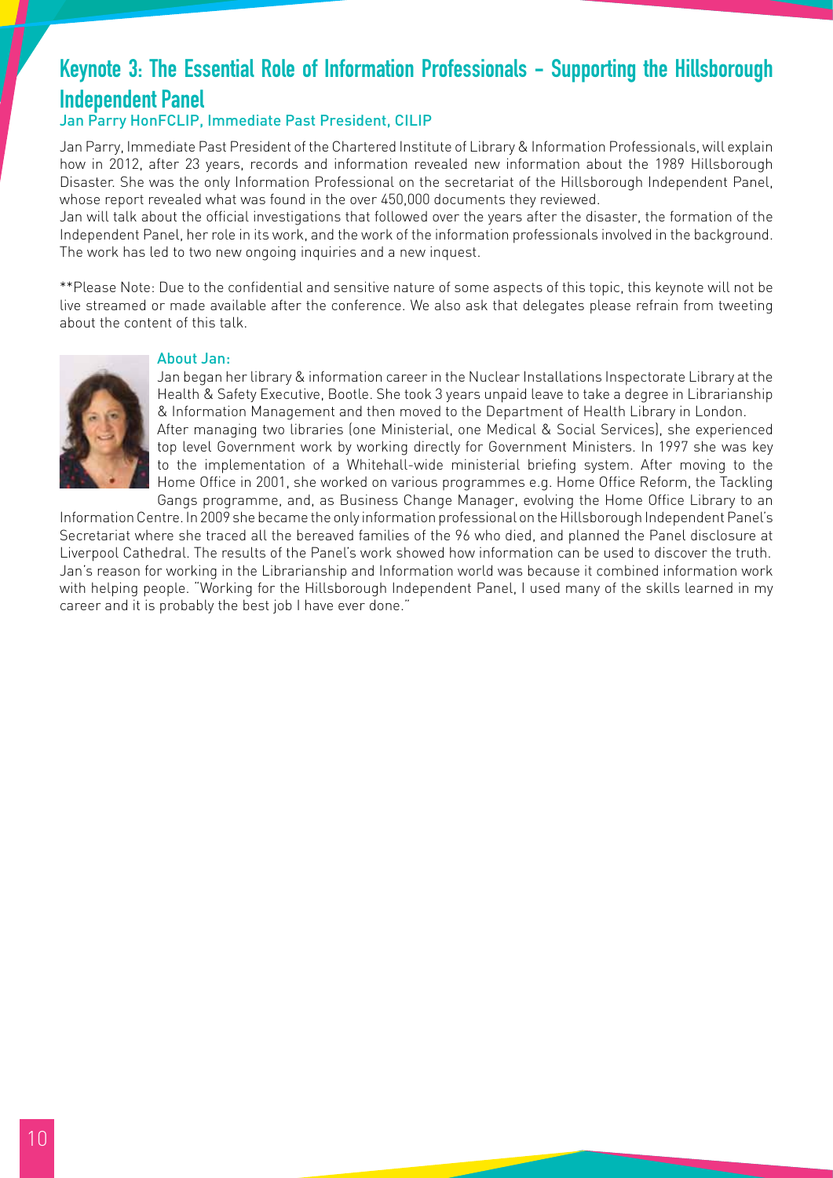## Keynote 3: The Essential Role of Information Professionals - Supporting the Hillsborough Independent Panel

### Jan Parry HonFCLIP, Immediate Past President, CILIP

Jan Parry, Immediate Past President of the Chartered Institute of Library & Information Professionals, will explain how in 2012, after 23 years, records and information revealed new information about the 1989 Hillsborough Disaster. She was the only Information Professional on the secretariat of the Hillsborough Independent Panel, whose report revealed what was found in the over 450,000 documents they reviewed.

Jan will talk about the official investigations that followed over the years after the disaster, the formation of the Independent Panel, her role in its work, and the work of the information professionals involved in the background. The work has led to two new ongoing inquiries and a new inquest.

**Please Note: Due to the confidential and sensitive nature of some aspects of this topic, this keynote will not be live streamed or made available after the conference. We also ask that delegates please refrain from tweeting about the content of this talk.

#### About Jan:

Jan began her library & information career in the Nuclear Installations Inspectorate Library at the Health & Safety Executive, Bootle. She took 3 years unpaid leave to take a degree in Librarianship & Information Management and then moved to the Department of Health Library in London.

After managing two libraries (one Ministerial, one Medical & Social Services), she experienced top level Government work by working directly for Government Ministers. In 1997 she was key to the implementation of a Whitehall-wide ministerial briefing system. After moving to the Home Office in 2001, she worked on various programmes e.g. Home Office Reform, the Tackling Gangs programme, and, as Business Change Manager, evolving the Home Office Library to an Information Centre. In 2009 she became the only information professional on the Hillsborough Independent Panel's Secretariat where she traced all the bereaved families of the 96 who died, and planned the Panel disclosure at Liverpool Cathedral. The results of the Panel's work showed how information can be used to discover the truth. Jan's reason for working in the Librarianship and Information world was because it combined information work with helping people. "Working for the Hillsborough Independent Panel, I used many of the skills learned in my career and it is probably the best job I have ever done."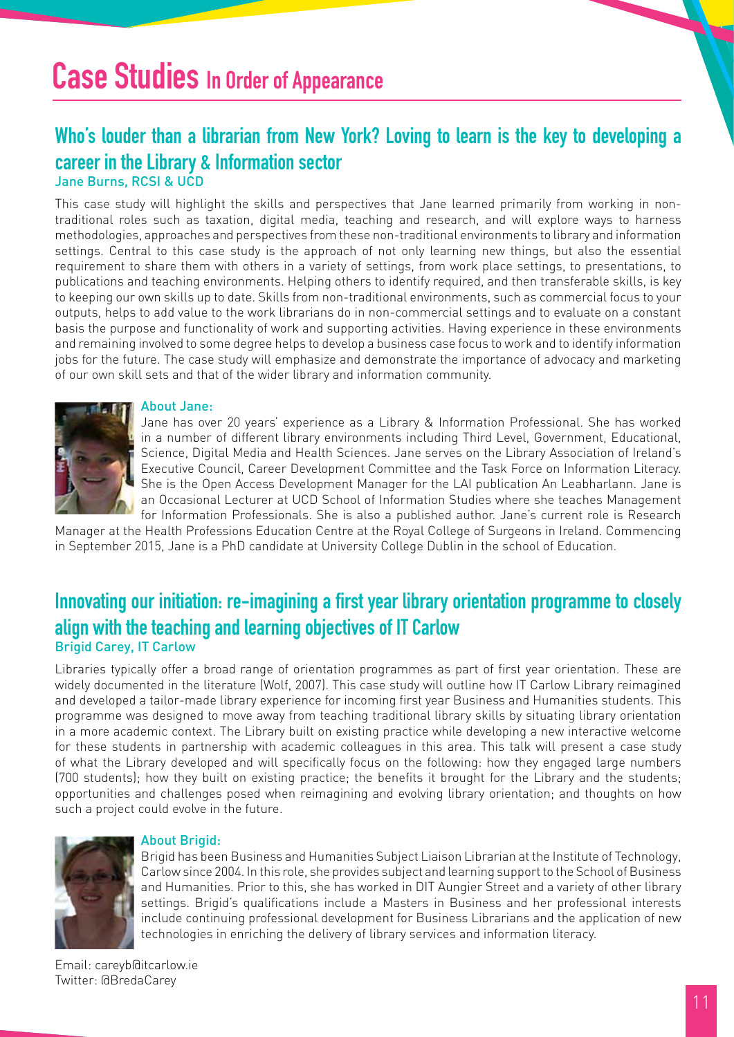# Case Studies In Order of Appearance

## Who's louder than a librarian from New York? Loving to learn is the key to developing a career in the Library & Information sector

Jane Burns, RCSI & UCD

This case study will highlight the skills and perspectives that Jane learned primarily from working in non-traditional roles such as taxation, digital media, teaching and research, and will explore ways to harness methodologies, approaches and perspectives from these non-traditional environments to library and information settings. Central to this case study is the approach of not only learning new things, but also the essential requirement to share them with others in a variety of settings, from work place settings, to presentations, to publications and teaching environments. Helping others to identify required, and then transferable skills, is key to keeping our own skills up to date. Skills from non-traditional environments, such as commercial focus to your outputs, helps to add value to the work librarians do in non-commercial settings and to evaluate on a constant basis the purpose and functionality of work and supporting activities. Having experience in these environments and remaining involved to some degree helps to develop a business case focus to work and to identify information jobs for the future. The case study will emphasize and demonstrate the importance of advocacy and marketing of our own skill sets and that of the wider library and information community.

### About Jane:

Jane has over 20 years' experience as a Library & Information Professional. She has worked in a number of different library environments including Third Level, Government, Educational, Science, Digital Media and Health Sciences. Jane serves on the Library Association of Ireland's Executive Council, Career Development Committee and the Task Force on Information Literacy. She is the Open Access Development Manager for the LAI publication An Leabharlann. Jane is an Occasional Lecturer at UCD School of Information Studies where she teaches Management for Information Professionals. She is also a published author. Jane's current role is Research Manager at the Health Professions Education Centre at the Royal College of Surgeons in Ireland. Commencing in September 2015, Jane is a PhD candidate at University College Dublin in the school of Education.

## Innovating our initiation: re-imagining a first year library orientation programme to closely align with the teaching and learning objectives of IT Carlow

Brigid Carey, IT Carlow

Libraries typically offer a broad range of orientation programmes as part of first year orientation. These are widely documented in the literature (Wolf, 2007). This case study will outline how IT Carlow Library reimagined and developed a tailor-made library experience for incoming first year Business and Humanities students. This programme was designed to move away from teaching traditional library skills by situating library orientation in a more academic context. The Library built on existing practice while developing a new interactive welcome for these students in partnership with academic colleagues in this area. This talk will present a case study of what the Library developed and will specifically focus on the following: how they engaged large numbers (700 students); how they built on existing practice; the benefits it brought for the Library and the students; opportunities and challenges posed when reimagining and evolving library orientation; and thoughts on how such a project could evolve in the future.

### About Brigid:

Brigid has been Business and Humanities Subject Liaison Librarian at the Institute of Technology, Carlow since 2004. In this role, she provides subject and learning support to the School of Business and Humanities. Prior to this, she has worked in DIT Aungier Street and a variety of other library settings. Brigid's qualifications include a Masters in Business and her professional interests include continuing professional development for Business Librarians and the application of new technologies in enriching the delivery of library services and information literacy.

Email: careyb@itcarlow.ie
Twitter: @BredaCarey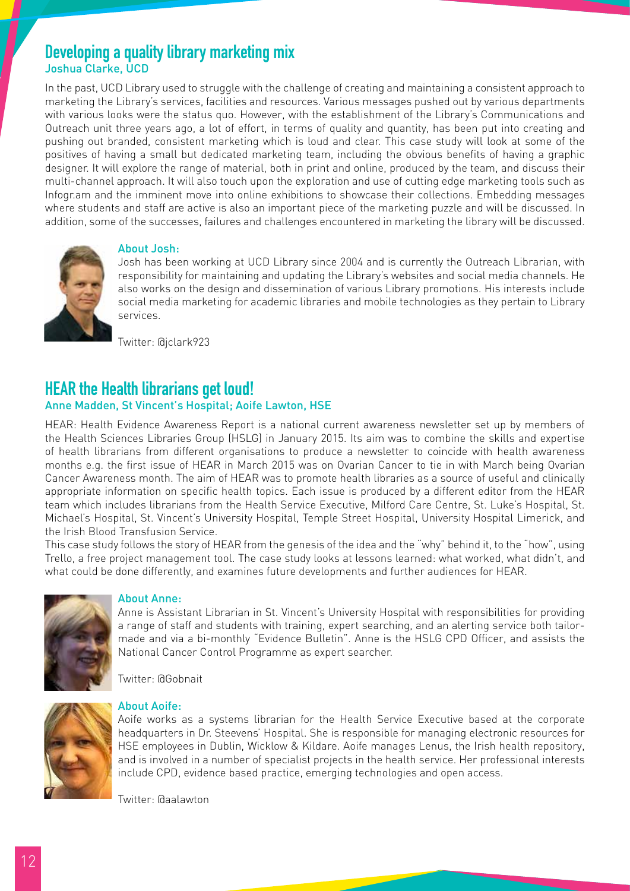## Developing a quality library marketing mix

Joshua Clarke, UCD

In the past, UCD Library used to struggle with the challenge of creating and maintaining a consistent approach to marketing the Library's services, facilities and resources. Various messages pushed out by various departments with various looks were the status quo. However, with the establishment of the Library's Communications and Outreach unit three years ago, a lot of effort, in terms of quality and quantity, has been put into creating and pushing out branded, consistent marketing which is loud and clear. This case study will look at some of the positives of having a small but dedicated marketing team, including the obvious benefits of having a graphic designer. It will explore the range of material, both in print and online, produced by the team, and discuss their multi-channel approach. It will also touch upon the exploration and use of cutting edge marketing tools such as Infogr.am and the imminent move into online exhibitions to showcase their collections. Embedding messages where students and staff are active is also an important piece of the marketing puzzle and will be discussed. In addition, some of the successes, failures and challenges encountered in marketing the library will be discussed.

### About Josh:

Josh has been working at UCD Library since 2004 and is currently the Outreach Librarian, with responsibility for maintaining and updating the Library's websites and social media channels. He also works on the design and dissemination of various Library promotions. His interests include social media marketing for academic libraries and mobile technologies as they pertain to Library services.

Twitter: @jclark923

## HEAR the Health librarians get loud!

Anne Madden, St Vincent's Hospital; Aoife Lawton, HSE

HEAR: Health Evidence Awareness Report is a national current awareness newsletter set up by members of the Health Sciences Libraries Group (HSLG) in January 2015. Its aim was to combine the skills and expertise of health librarians from different organisations to produce a newsletter to coincide with health awareness months e.g. the first issue of HEAR in March 2015 was on Ovarian Cancer to tie in with March being Ovarian Cancer Awareness month. The aim of HEAR was to promote health libraries as a source of useful and clinically appropriate information on specific health topics. Each issue is produced by a different editor from the HEAR team which includes librarians from the Health Service Executive, Milford Care Centre, St. Luke's Hospital, St. Michael's Hospital, St. Vincent's University Hospital, Temple Street Hospital, University Hospital Limerick, and the Irish Blood Transfusion Service.

This case study follows the story of HEAR from the genesis of the idea and the "why" behind it, to the "how", using Trello, a free project management tool. The case study looks at lessons learned: what worked, what didn't, and what could be done differently, and examines future developments and further audiences for HEAR.

### About Anne:

Anne is Assistant Librarian in St. Vincent's University Hospital with responsibilities for providing a range of staff and students with training, expert searching, and an alerting service both tailor-made and via a bi-monthly "Evidence Bulletin". Anne is the HSLG CPD Officer, and assists the National Cancer Control Programme as expert searcher.

Twitter: @Gobnait

### About Aoife:

Aoife works as a systems librarian for the Health Service Executive based at the corporate headquarters in Dr. Steevens' Hospital. She is responsible for managing electronic resources for HSE employees in Dublin, Wicklow & Kildare. Aoife manages Lenus, the Irish health repository, and is involved in a number of specialist projects in the health service. Her professional interests include CPD, evidence based practice, emerging technologies and open access.

Twitter: @aalawton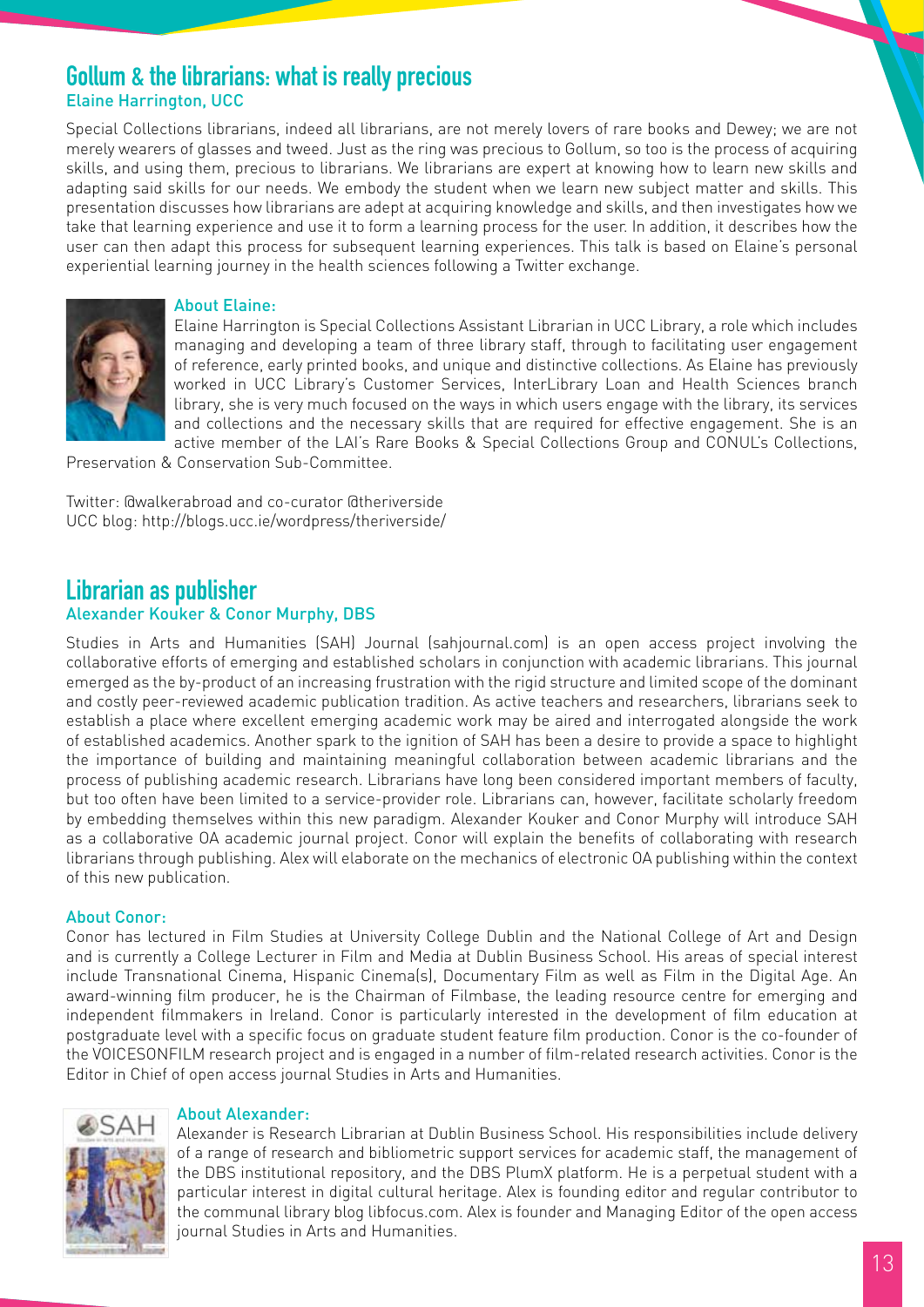## Gollum & the librarians: what is really precious

Elaine Harrington, UCC

Special Collections librarians, indeed all librarians, are not merely lovers of rare books and Dewey; we are not merely wearers of glasses and tweed. Just as the ring was precious to Gollum, so too is the process of acquiring skills, and using them, precious to librarians. We librarians are expert at knowing how to learn new skills and adapting said skills for our needs. We embody the student when we learn new subject matter and skills. This presentation discusses how librarians are adept at acquiring knowledge and skills, and then investigates how we take that learning experience and use it to form a learning process for the user. In addition, it describes how the user can then adapt this process for subsequent learning experiences. This talk is based on Elaine's personal experiential learning journey in the health sciences following a Twitter exchange.

### About Elaine:

Elaine Harrington is Special Collections Assistant Librarian in UCC Library, a role which includes managing and developing a team of three library staff, through to facilitating user engagement of reference, early printed books, and unique and distinctive collections. As Elaine has previously worked in UCC Library's Customer Services, InterLibrary Loan and Health Sciences branch library, she is very much focused on the ways in which users engage with the library, its services and collections and the necessary skills that are required for effective engagement. She is an active member of the LAI's Rare Books & Special Collections Group and CONUL's Collections, Preservation & Conservation Sub-Committee.

Twitter: @walkerabroad and co-curator @theriverside
UCC blog: http://blogs.ucc.ie/wordpress/theriverside/

## Librarian as publisher

Alexander Kouker & Conor Murphy, DBS

Studies in Arts and Humanities (SAH) Journal (sahjournal.com) is an open access project involving the collaborative efforts of emerging and established scholars in conjunction with academic librarians. This journal emerged as the by-product of an increasing frustration with the rigid structure and limited scope of the dominant and costly peer-reviewed academic publication tradition. As active teachers and researchers, librarians seek to establish a place where excellent emerging academic work may be aired and interrogated alongside the work of established academics. Another spark to the ignition of SAH has been a desire to provide a space to highlight the importance of building and maintaining meaningful collaboration between academic librarians and the process of publishing academic research. Librarians have long been considered important members of faculty, but too often have been limited to a service-provider role. Librarians can, however, facilitate scholarly freedom by embedding themselves within this new paradigm. Alexander Kouker and Conor Murphy will introduce SAH as a collaborative OA academic journal project. Conor will explain the benefits of collaborating with research librarians through publishing. Alex will elaborate on the mechanics of electronic OA publishing within the context of this new publication.

### About Conor:

Conor has lectured in Film Studies at University College Dublin and the National College of Art and Design and is currently a College Lecturer in Film and Media at Dublin Business School. His areas of special interest include Transnational Cinema, Hispanic Cinema(s), Documentary Film as well as Film in the Digital Age. An award-winning film producer, he is the Chairman of Filmbase, the leading resource centre for emerging and independent filmmakers in Ireland. Conor is particularly interested in the development of film education at postgraduate level with a specific focus on graduate student feature film production. Conor is the co-founder of the VOICESONFILM research project and is engaged in a number of film-related research activities. Conor is the Editor in Chief of open access journal Studies in Arts and Humanities.

### About Alexander:

Alexander is Research Librarian at Dublin Business School. His responsibilities include delivery of a range of research and bibliometric support services for academic staff, the management of the DBS institutional repository, and the DBS PlumX platform. He is a perpetual student with a particular interest in digital cultural heritage. Alex is founding editor and regular contributor to the communal library blog libfocus.com. Alex is founder and Managing Editor of the open access journal Studies in Arts and Humanities.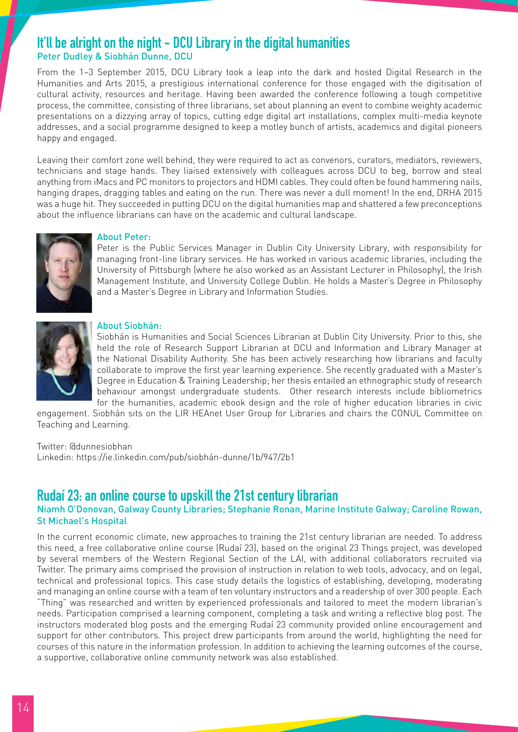## It'll be alright on the night – DCU Library in the digital humanities

Peter Dudley & Siobhán Dunne, DCU

From the 1–3 September 2015, DCU Library took a leap into the dark and hosted Digital Research in the Humanities and Arts 2015, a prestigious international conference for those engaged with the digitisation of cultural activity, resources and heritage. Having been awarded the conference following a tough competitive process, the committee, consisting of three librarians, set about planning an event to combine weighty academic presentations on a dizzying array of topics, cutting edge digital art installations, complex multi-media keynote addresses, and a social programme designed to keep a motley bunch of artists, academics and digital pioneers happy and engaged.

Leaving their comfort zone well behind, they were required to act as convenors, curators, mediators, reviewers, technicians and stage hands. They liaised extensively with colleagues across DCU to beg, borrow and steal anything from iMacs and PC monitors to projectors and HDMI cables. They could often be found hammering nails, hanging drapes, dragging tables and eating on the run. There was never a dull moment! In the end, DRHA 2015 was a huge hit. They succeeded in putting DCU on the digital humanities map and shattered a few preconceptions about the influence librarians can have on the academic and cultural landscape.

### About Peter:

Peter is the Public Services Manager in Dublin City University Library, with responsibility for managing front-line library services. He has worked in various academic libraries, including the University of Pittsburgh (where he also worked as an Assistant Lecturer in Philosophy), the Irish Management Institute, and University College Dublin. He holds a Master's Degree in Philosophy and a Master's Degree in Library and Information Studies.

### About Siobhán:

Siobhán is Humanities and Social Sciences Librarian at Dublin City University. Prior to this, she held the role of Research Support Librarian at DCU and Information and Library Manager at the National Disability Authority. She has been actively researching how librarians and faculty collaborate to improve the first year learning experience. She recently graduated with a Master's Degree in Education & Training Leadership; her thesis entailed an ethnographic study of research behaviour amongst undergraduate students. Other research interests include bibliometrics for the humanities, academic ebook design and the role of higher education libraries in civic engagement. Siobhán sits on the LIR HEAnet User Group for Libraries and chairs the CONUL Committee on Teaching and Learning.

Twitter: @dunnesiobhan
Linkedin: https://ie.linkedin.com/pub/siobhán-dunne/1b/947/2b1

## Rudaí 23: an online course to upskill the 21st century librarian

Niamh O'Donovan, Galway County Libraries; Stephanie Ronan, Marine Institute Galway; Caroline Rowan, St Michael's Hospital

In the current economic climate, new approaches to training the 21st century librarian are needed. To address this need, a free collaborative online course (Rudaí 23), based on the original 23 Things project, was developed by several members of the Western Regional Section of the LAI, with additional collaborators recruited via Twitter. The primary aims comprised the provision of instruction in relation to web tools, advocacy, and on legal, technical and professional topics. This case study details the logistics of establishing, developing, moderating and managing an online course with a team of ten voluntary instructors and a readership of over 300 people. Each "Thing" was researched and written by experienced professionals and tailored to meet the modern librarian's needs. Participation comprised a learning component, completing a task and writing a reflective blog post. The instructors moderated blog posts and the emerging Rudaí 23 community provided online encouragement and support for other contributors. This project drew participants from around the world, highlighting the need for courses of this nature in the information profession. In addition to achieving the learning outcomes of the course, a supportive, collaborative online community network was also established.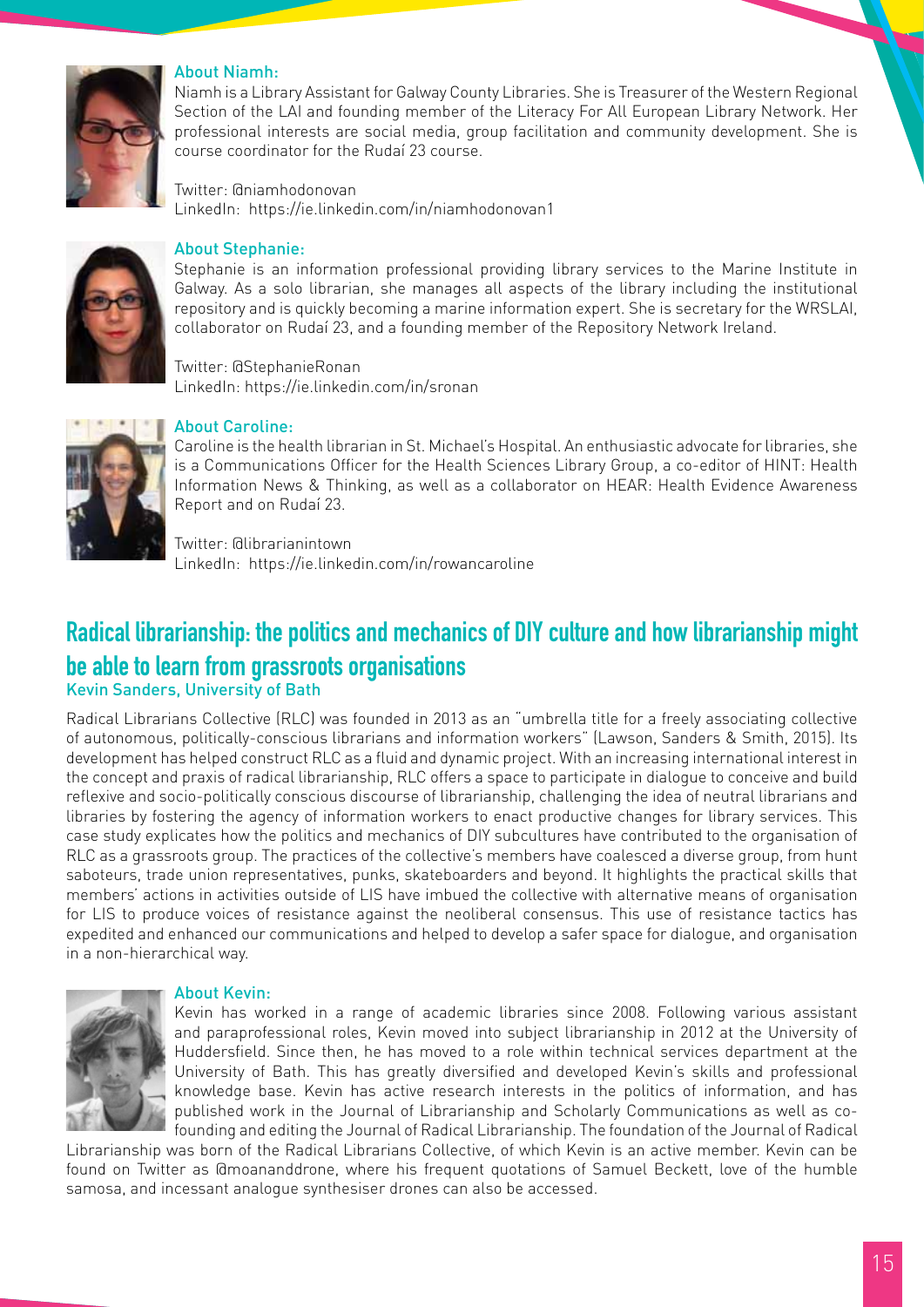### About Niamh:

Niamh is a Library Assistant for Galway County Libraries. She is Treasurer of the Western Regional Section of the LAI and founding member of the Literacy For All European Library Network. Her professional interests are social media, group facilitation and community development. She is course coordinator for the Rudaí 23 course.

Twitter: @niamhodonovan
LinkedIn: https://ie.linkedin.com/in/niamhodonovan1

### About Stephanie:

Stephanie is an information professional providing library services to the Marine Institute in Galway. As a solo librarian, she manages all aspects of the library including the institutional repository and is quickly becoming a marine information expert. She is secretary for the WRSLAI, collaborator on Rudaí 23, and a founding member of the Repository Network Ireland.

Twitter: @StephanieRonan
LinkedIn: https://ie.linkedin.com/in/sronan

### About Caroline:

Caroline is the health librarian in St. Michael's Hospital. An enthusiastic advocate for libraries, she is a Communications Officer for the Health Sciences Library Group, a co-editor of HINT: Health Information News & Thinking, as well as a collaborator on HEAR: Health Evidence Awareness Report and on Rudaí 23.

Twitter: @librarianintown
LinkedIn: https://ie.linkedin.com/in/rowancaroline

## Radical librarianship: the politics and mechanics of DIY culture and how librarianship might be able to learn from grassroots organisations

**Kevin Sanders, University of Bath**

Radical Librarians Collective (RLC) was founded in 2013 as an "umbrella title for a freely associating collective of autonomous, politically-conscious librarians and information workers" (Lawson, Sanders & Smith, 2015). Its development has helped construct RLC as a fluid and dynamic project. With an increasing international interest in the concept and praxis of radical librarianship, RLC offers a space to participate in dialogue to conceive and build reflexive and socio-politically conscious discourse of librarianship, challenging the idea of neutral librarians and libraries by fostering the agency of information workers to enact productive changes for library services. This case study explicates how the politics and mechanics of DIY subcultures have contributed to the organisation of RLC as a grassroots group. The practices of the collective's members have coalesced a diverse group, from hunt saboteurs, trade union representatives, punks, skateboarders and beyond. It highlights the practical skills that members' actions in activities outside of LIS have imbued the collective with alternative means of organisation for LIS to produce voices of resistance against the neoliberal consensus. This use of resistance tactics has expedited and enhanced our communications and helped to develop a safer space for dialogue, and organisation in a non-hierarchical way.

### About Kevin:

Kevin has worked in a range of academic libraries since 2008. Following various assistant and paraprofessional roles, Kevin moved into subject librarianship in 2012 at the University of Huddersfield. Since then, he has moved to a role within technical services department at the University of Bath. This has greatly diversified and developed Kevin's skills and professional knowledge base. Kevin has active research interests in the politics of information, and has published work in the Journal of Librarianship and Scholarly Communications as well as co-founding and editing the Journal of Radical Librarianship. The foundation of the Journal of Radical Librarianship was born of the Radical Librarians Collective, of which Kevin is an active member. Kevin can be found on Twitter as @moananddrone, where his frequent quotations of Samuel Beckett, love of the humble samosa, and incessant analogue synthesiser drones can also be accessed.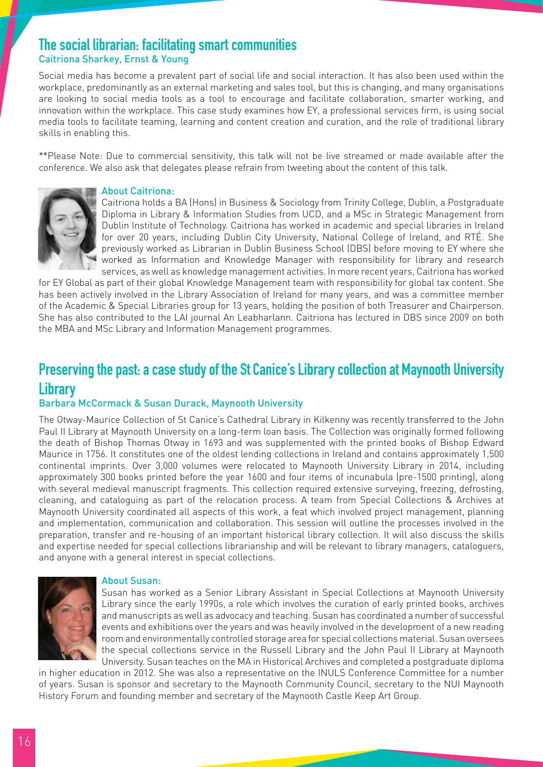## The social librarian: facilitating smart communities

Caitriona Sharkey, Ernst & Young

Social media has become a prevalent part of social life and social interaction. It has also been used within the workplace, predominantly as an external marketing and sales tool, but this is changing, and many organisations are looking to social media tools as a tool to encourage and facilitate collaboration, smarter working, and innovation within the workplace. This case study examines how EY, a professional services firm, is using social media tools to facilitate teaming, learning and content creation and curation, and the role of traditional library skills in enabling this.

**Please Note: Due to commercial sensitivity, this talk will not be live streamed or made available after the conference. We also ask that delegates please refrain from tweeting about the content of this talk.

### About Caitriona:

Caitriona holds a BA (Hons) in Business & Sociology from Trinity College, Dublin, a Postgraduate Diploma in Library & Information Studies from UCD, and a MSc in Strategic Management from Dublin Institute of Technology. Caitriona has worked in academic and special libraries in Ireland for over 20 years, including Dublin City University, National College of Ireland, and RTÉ. She previously worked as Librarian in Dublin Business School (DBS) before moving to EY where she worked as Information and Knowledge Manager with responsibility for library and research services, as well as knowledge management activities. In more recent years, Caitriona has worked for EY Global as part of their global Knowledge Management team with responsibility for global tax content. She has been actively involved in the Library Association of Ireland for many years, and was a committee member of the Academic & Special Libraries group for 13 years, holding the position of both Treasurer and Chairperson. She has also contributed to the LAI journal An Leabharlann. Caitriona has lectured in DBS since 2009 on both the MBA and MSc Library and Information Management programmes.

## Preserving the past: a case study of the St Canice's Library collection at Maynooth University Library

Barbara McCormack & Susan Durack, Maynooth University

The Otway-Maurice Collection of St Canice's Cathedral Library in Kilkenny was recently transferred to the John Paul II Library at Maynooth University on a long-term loan basis. The Collection was originally formed following the death of Bishop Thomas Otway in 1693 and was supplemented with the printed books of Bishop Edward Maurice in 1756. It constitutes one of the oldest lending collections in Ireland and contains approximately 1,500 continental imprints. Over 3,000 volumes were relocated to Maynooth University Library in 2014, including approximately 300 books printed before the year 1600 and four items of incunabula (pre-1500 printing), along with several medieval manuscript fragments. This collection required extensive surveying, freezing, defrosting, cleaning, and cataloguing as part of the relocation process. A team from Special Collections & Archives at Maynooth University coordinated all aspects of this work, a feat which involved project management, planning and implementation, communication and collaboration. This session will outline the processes involved in the preparation, transfer and re-housing of an important historical library collection. It will also discuss the skills and expertise needed for special collections librarianship and will be relevant to library managers, cataloguers, and anyone with a general interest in special collections.

### About Susan:

Susan has worked as a Senior Library Assistant in Special Collections at Maynooth University Library since the early 1990s, a role which involves the curation of early printed books, archives and manuscripts as well as advocacy and teaching. Susan has coordinated a number of successful events and exhibitions over the years and was heavily involved in the development of a new reading room and environmentally controlled storage area for special collections material. Susan oversees the special collections service in the Russell Library and the John Paul II Library at Maynooth University. Susan teaches on the MA in Historical Archives and completed a postgraduate diploma in higher education in 2012. She was also a representative on the INULS Conference Committee for a number of years. Susan is sponsor and secretary to the Maynooth Community Council, secretary to the NUI Maynooth History Forum and founding member and secretary of the Maynooth Castle Keep Art Group.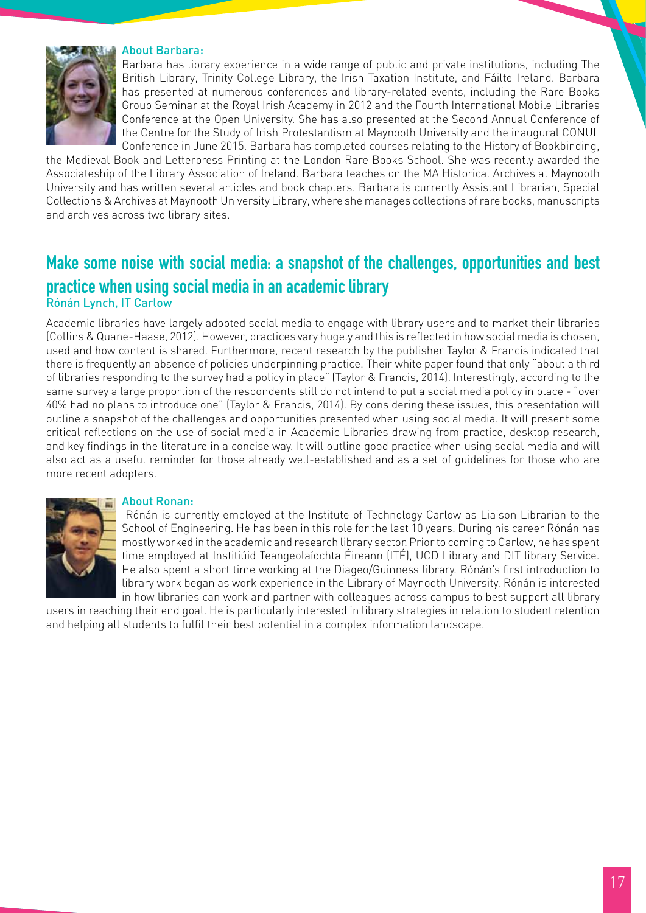### About Barbara:

Barbara has library experience in a wide range of public and private institutions, including The British Library, Trinity College Library, the Irish Taxation Institute, and Fáilte Ireland. Barbara has presented at numerous conferences and library-related events, including the Rare Books Group Seminar at the Royal Irish Academy in 2012 and the Fourth International Mobile Libraries Conference at the Open University. She has also presented at the Second Annual Conference of the Centre for the Study of Irish Protestantism at Maynooth University and the inaugural CONUL Conference in June 2015. Barbara has completed courses relating to the History of Bookbinding, the Medieval Book and Letterpress Printing at the London Rare Books School. She was recently awarded the Associateship of the Library Association of Ireland. Barbara teaches on the MA Historical Archives at Maynooth University and has written several articles and book chapters. Barbara is currently Assistant Librarian, Special Collections & Archives at Maynooth University Library, where she manages collections of rare books, manuscripts and archives across two library sites.

## Make some noise with social media: a snapshot of the challenges, opportunities and best practice when using social media in an academic library

### Rónán Lynch, IT Carlow

Academic libraries have largely adopted social media to engage with library users and to market their libraries (Collins & Quane-Haase, 2012). However, practices vary hugely and this is reflected in how social media is chosen, used and how content is shared. Furthermore, recent research by the publisher Taylor & Francis indicated that there is frequently an absence of policies underpinning practice. Their white paper found that only "about a third of libraries responding to the survey had a policy in place" (Taylor & Francis, 2014). Interestingly, according to the same survey a large proportion of the respondents still do not intend to put a social media policy in place - "over 40% had no plans to introduce one" (Taylor & Francis, 2014). By considering these issues, this presentation will outline a snapshot of the challenges and opportunities presented when using social media. It will present some critical reflections on the use of social media in Academic Libraries drawing from practice, desktop research, and key findings in the literature in a concise way. It will outline good practice when using social media and will also act as a useful reminder for those already well-established and as a set of guidelines for those who are more recent adopters.

### About Ronan:

Rónán is currently employed at the Institute of Technology Carlow as Liaison Librarian to the School of Engineering. He has been in this role for the last 10 years. During his career Rónán has mostly worked in the academic and research library sector. Prior to coming to Carlow, he has spent time employed at Institiúid Teangeolaíochta Éireann (ITÉ), UCD Library and DIT library Service. He also spent a short time working at the Diageo/Guinness library. Rónán's first introduction to library work began as work experience in the Library of Maynooth University. Rónán is interested in how libraries can work and partner with colleagues across campus to best support all library users in reaching their end goal. He is particularly interested in library strategies in relation to student retention and helping all students to fulfil their best potential in a complex information landscape.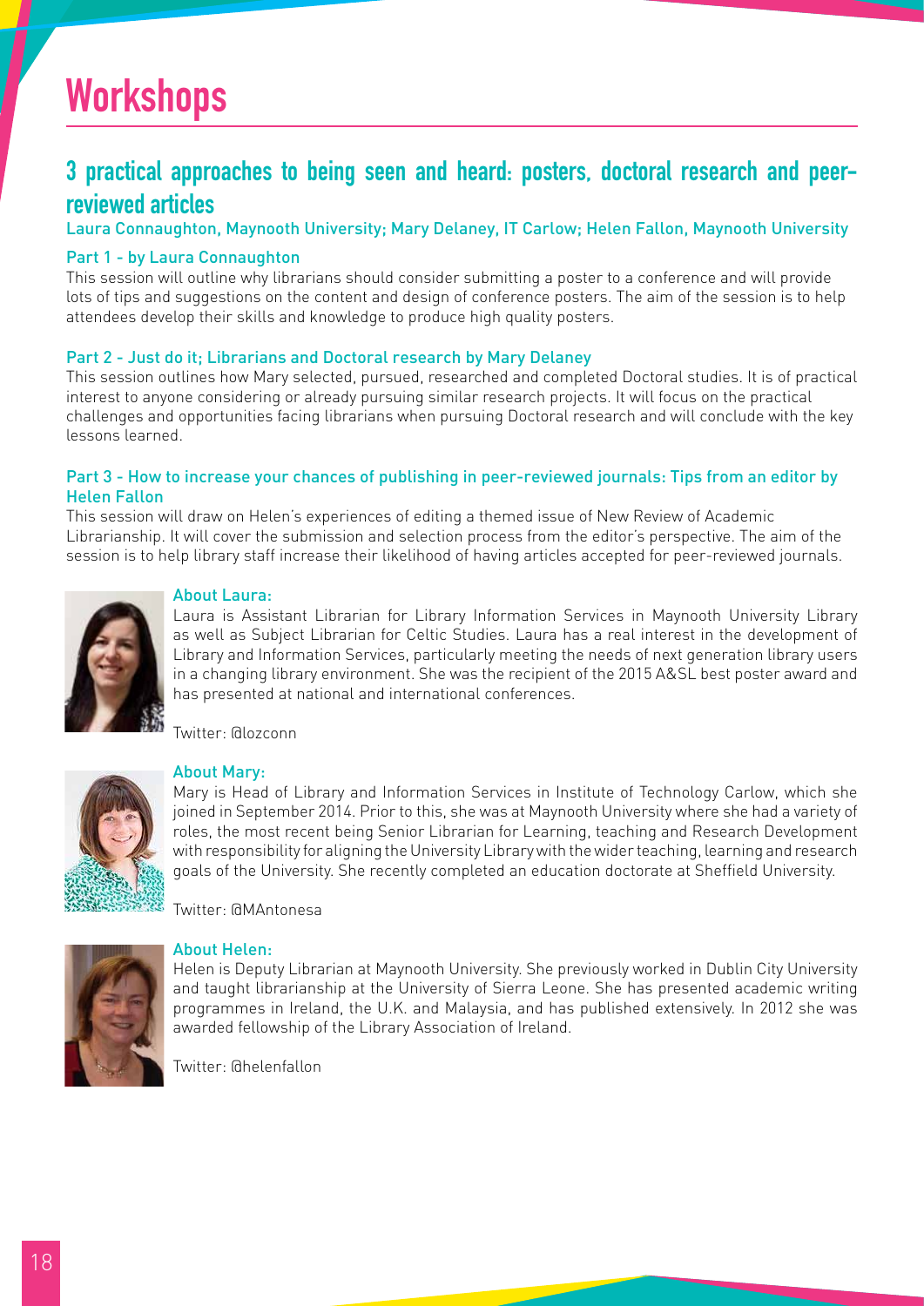# Workshops

## 3 practical approaches to being seen and heard: posters, doctoral research and peer-reviewed articles

Laura Connaughton, Maynooth University; Mary Delaney, IT Carlow; Helen Fallon, Maynooth University

### Part 1 - by Laura Connaughton

This session will outline why librarians should consider submitting a poster to a conference and will provide lots of tips and suggestions on the content and design of conference posters. The aim of the session is to help attendees develop their skills and knowledge to produce high quality posters.

### Part 2 - Just do it; Librarians and Doctoral research by Mary Delaney

This session outlines how Mary selected, pursued, researched and completed Doctoral studies. It is of practical interest to anyone considering or already pursuing similar research projects. It will focus on the practical challenges and opportunities facing librarians when pursuing Doctoral research and will conclude with the key lessons learned.

### Part 3 - How to increase your chances of publishing in peer-reviewed journals: Tips from an editor by Helen Fallon

This session will draw on Helen's experiences of editing a themed issue of New Review of Academic Librarianship. It will cover the submission and selection process from the editor's perspective. The aim of the session is to help library staff increase their likelihood of having articles accepted for peer-reviewed journals.

### About Laura:

Laura is Assistant Librarian for Library Information Services in Maynooth University Library as well as Subject Librarian for Celtic Studies. Laura has a real interest in the development of Library and Information Services, particularly meeting the needs of next generation library users in a changing library environment. She was the recipient of the 2015 A&SL best poster award and has presented at national and international conferences.

Twitter: @lozconn

### About Mary:

Mary is Head of Library and Information Services in Institute of Technology Carlow, which she joined in September 2014. Prior to this, she was at Maynooth University where she had a variety of roles, the most recent being Senior Librarian for Learning, teaching and Research Development with responsibility for aligning the University Library with the wider teaching, learning and research goals of the University. She recently completed an education doctorate at Sheffield University.

Twitter: @MAntonesa

### About Helen:

Helen is Deputy Librarian at Maynooth University. She previously worked in Dublin City University and taught librarianship at the University of Sierra Leone. She has presented academic writing programmes in Ireland, the U.K. and Malaysia, and has published extensively. In 2012 she was awarded fellowship of the Library Association of Ireland.

Twitter: @helenfallon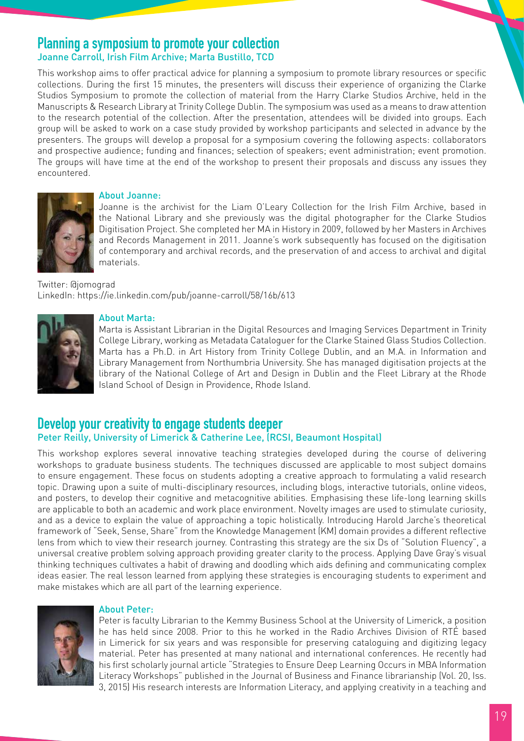## Planning a symposium to promote your collection

### Joanne Carroll, Irish Film Archive; Marta Bustillo, TCD

This workshop aims to offer practical advice for planning a symposium to promote library resources or specific collections. During the first 15 minutes, the presenters will discuss their experience of organizing the Clarke Studios Symposium to promote the collection of material from the Harry Clarke Studios Archive, held in the Manuscripts & Research Library at Trinity College Dublin. The symposium was used as a means to draw attention to the research potential of the collection. After the presentation, attendees will be divided into groups. Each group will be asked to work on a case study provided by workshop participants and selected in advance by the presenters. The groups will develop a proposal for a symposium covering the following aspects: collaborators and prospective audience; funding and finances; selection of speakers; event administration; event promotion. The groups will have time at the end of the workshop to present their proposals and discuss any issues they encountered.

#### About Joanne:

Joanne is the archivist for the Liam O'Leary Collection for the Irish Film Archive, based in the National Library and she previously was the digital photographer for the Clarke Studios Digitisation Project. She completed her MA in History in 2009, followed by her Masters in Archives and Records Management in 2011. Joanne's work subsequently has focused on the digitisation of contemporary and archival records, and the preservation of and access to archival and digital materials.

Twitter: @jomograd
LinkedIn: https://ie.linkedin.com/pub/joanne-carroll/58/16b/613

#### About Marta:

Marta is Assistant Librarian in the Digital Resources and Imaging Services Department in Trinity College Library, working as Metadata Cataloguer for the Clarke Stained Glass Studios Collection. Marta has a Ph.D. in Art History from Trinity College Dublin, and an M.A. in Information and Library Management from Northumbria University. She has managed digitisation projects at the library of the National College of Art and Design in Dublin and the Fleet Library at the Rhode Island School of Design in Providence, Rhode Island.

## Develop your creativity to engage students deeper

### Peter Reilly, University of Limerick & Catherine Lee, (RCSI, Beaumont Hospital)

This workshop explores several innovative teaching strategies developed during the course of delivering workshops to graduate business students. The techniques discussed are applicable to most subject domains to ensure engagement. These focus on students adopting a creative approach to formulating a valid research topic. Drawing upon a suite of multi-disciplinary resources, including blogs, interactive tutorials, online videos, and posters, to develop their cognitive and metacognitive abilities. Emphasising these life-long learning skills are applicable to both an academic and work place environment. Novelty images are used to stimulate curiosity, and as a device to explain the value of approaching a topic holistically. Introducing Harold Jarche's theoretical framework of "Seek, Sense, Share" from the Knowledge Management (KM) domain provides a different reflective lens from which to view their research journey. Contrasting this strategy are the six Ds of "Solution Fluency", a universal creative problem solving approach providing greater clarity to the process. Applying Dave Gray's visual thinking techniques cultivates a habit of drawing and doodling which aids defining and communicating complex ideas easier. The real lesson learned from applying these strategies is encouraging students to experiment and make mistakes which are all part of the learning experience.

#### About Peter:

Peter is faculty Librarian to the Kemmy Business School at the University of Limerick, a position he has held since 2008. Prior to this he worked in the Radio Archives Division of RTÉ based in Limerick for six years and was responsible for preserving cataloguing and digitizing legacy material. Peter has presented at many national and international conferences. He recently had his first scholarly journal article "Strategies to Ensure Deep Learning Occurs in MBA Information Literacy Workshops" published in the Journal of Business and Finance librarianship (Vol. 20, Iss. 3, 2015) His research interests are Information Literacy, and applying creativity in a teaching and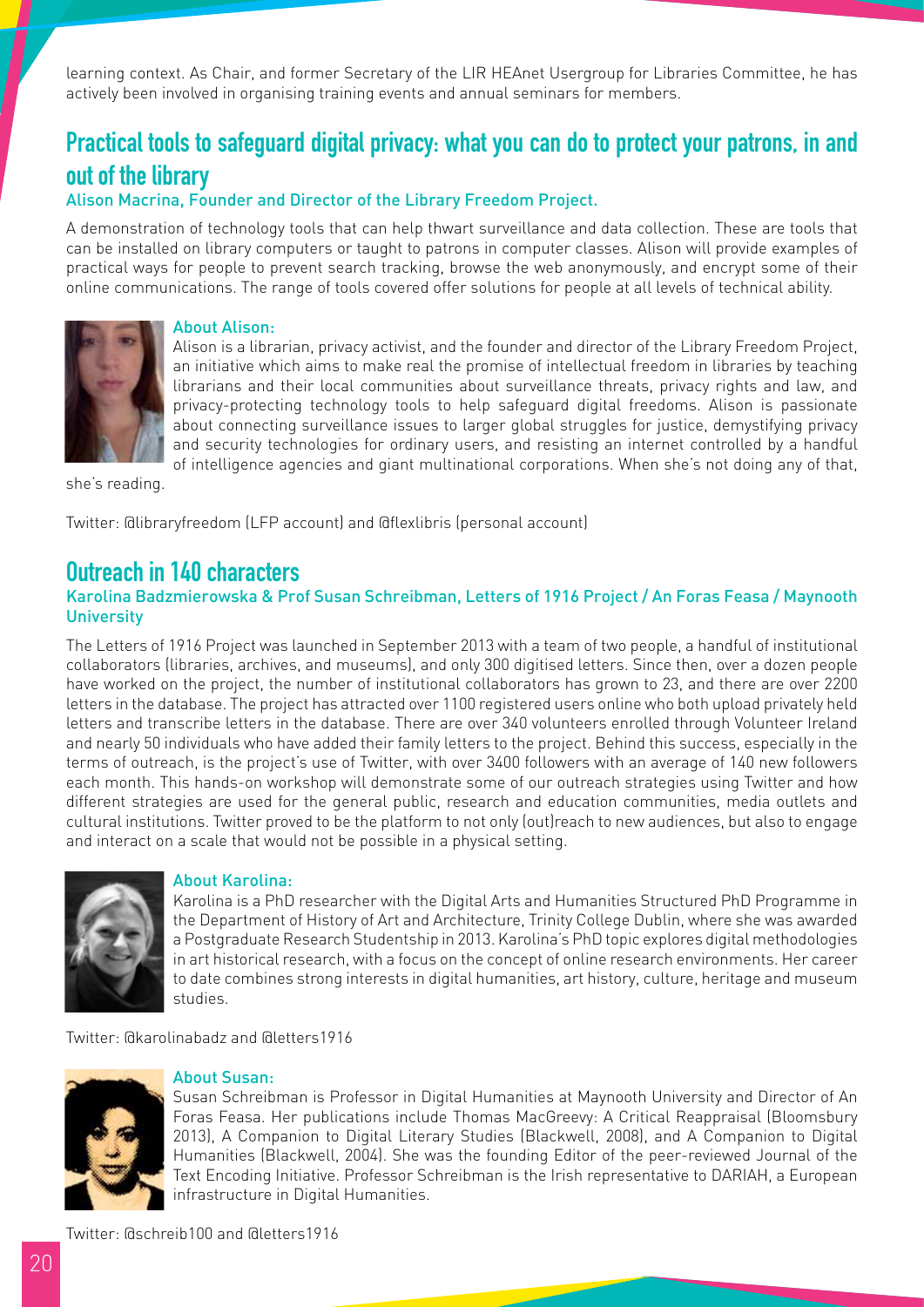learning context. As Chair, and former Secretary of the LIR HEAnet Usergroup for Libraries Committee, he has actively been involved in organising training events and annual seminars for members.

## Practical tools to safeguard digital privacy: what you can do to protect your patrons, in and out of the library

### Alison Macrina, Founder and Director of the Library Freedom Project.

A demonstration of technology tools that can help thwart surveillance and data collection. These are tools that can be installed on library computers or taught to patrons in computer classes. Alison will provide examples of practical ways for people to prevent search tracking, browse the web anonymously, and encrypt some of their online communications. The range of tools covered offer solutions for people at all levels of technical ability.

#### About Alison:

Alison is a librarian, privacy activist, and the founder and director of the Library Freedom Project, an initiative which aims to make real the promise of intellectual freedom in libraries by teaching librarians and their local communities about surveillance threats, privacy rights and law, and privacy-protecting technology tools to help safeguard digital freedoms. Alison is passionate about connecting surveillance issues to larger global struggles for justice, demystifying privacy and security technologies for ordinary users, and resisting an internet controlled by a handful of intelligence agencies and giant multinational corporations. When she's not doing any of that, she's reading.

Twitter: @libraryfreedom (LFP account) and @flexlibris (personal account)

## Outreach in 140 characters

### Karolina Badzmierowska & Prof Susan Schreibman, Letters of 1916 Project / An Foras Feasa / Maynooth University

The Letters of 1916 Project was launched in September 2013 with a team of two people, a handful of institutional collaborators (libraries, archives, and museums), and only 300 digitised letters. Since then, over a dozen people have worked on the project, the number of institutional collaborators has grown to 23, and there are over 2200 letters in the database. The project has attracted over 1100 registered users online who both upload privately held letters and transcribe letters in the database. There are over 340 volunteers enrolled through Volunteer Ireland and nearly 50 individuals who have added their family letters to the project. Behind this success, especially in the terms of outreach, is the project's use of Twitter, with over 3400 followers with an average of 140 new followers each month. This hands-on workshop will demonstrate some of our outreach strategies using Twitter and how different strategies are used for the general public, research and education communities, media outlets and cultural institutions. Twitter proved to be the platform to not only (out)reach to new audiences, but also to engage and interact on a scale that would not be possible in a physical setting.

#### About Karolina:

Karolina is a PhD researcher with the Digital Arts and Humanities Structured PhD Programme in the Department of History of Art and Architecture, Trinity College Dublin, where she was awarded a Postgraduate Research Studentship in 2013. Karolina's PhD topic explores digital methodologies in art historical research, with a focus on the concept of online research environments. Her career to date combines strong interests in digital humanities, art history, culture, heritage and museum studies.

Twitter: @karolinabadz and @letters1916

#### About Susan:

Susan Schreibman is Professor in Digital Humanities at Maynooth University and Director of An Foras Feasa. Her publications include Thomas MacGreevy: A Critical Reappraisal (Bloomsbury 2013), A Companion to Digital Literary Studies (Blackwell, 2008), and A Companion to Digital Humanities (Blackwell, 2004). She was the founding Editor of the peer-reviewed Journal of the Text Encoding Initiative. Professor Schreibman is the Irish representative to DARIAH, a European infrastructure in Digital Humanities.

Twitter: @schreib100 and @letters1916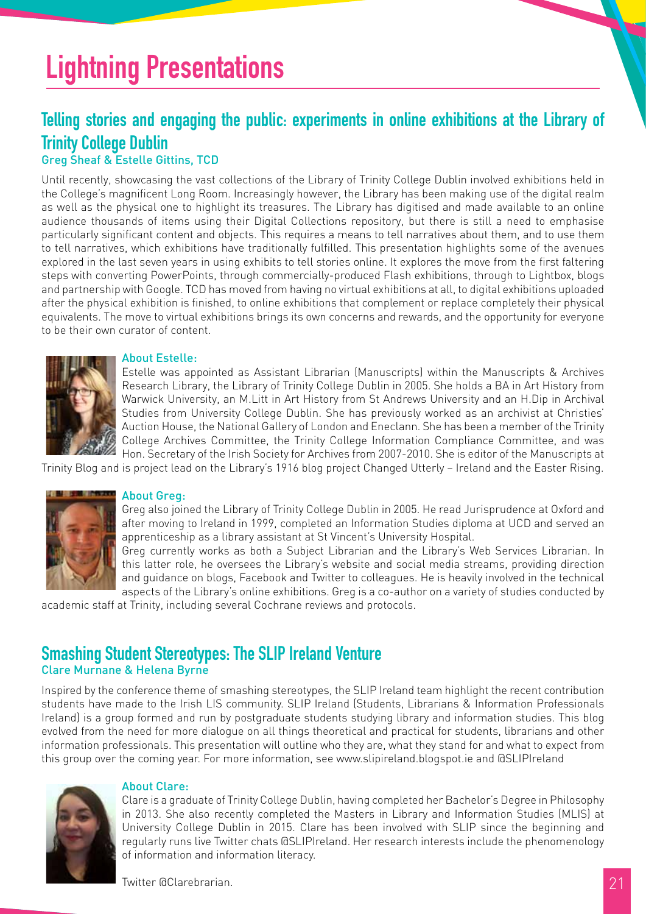# Lightning Presentations

## Telling stories and engaging the public: experiments in online exhibitions at the Library of Trinity College Dublin

Greg Sheaf & Estelle Gittins, TCD

Until recently, showcasing the vast collections of the Library of Trinity College Dublin involved exhibitions held in the College's magnificent Long Room. Increasingly however, the Library has been making use of the digital realm as well as the physical one to highlight its treasures. The Library has digitised and made available to an online audience thousands of items using their Digital Collections repository, but there is still a need to emphasise particularly significant content and objects. This requires a means to tell narratives about them, and to use them to tell narratives, which exhibitions have traditionally fulfilled. This presentation highlights some of the avenues explored in the last seven years in using exhibits to tell stories online. It explores the move from the first faltering steps with converting PowerPoints, through commercially-produced Flash exhibitions, through to Lightbox, blogs and partnership with Google. TCD has moved from having no virtual exhibitions at all, to digital exhibitions uploaded after the physical exhibition is finished, to online exhibitions that complement or replace completely their physical equivalents. The move to virtual exhibitions brings its own concerns and rewards, and the opportunity for everyone to be their own curator of content.

### About Estelle:

Estelle was appointed as Assistant Librarian (Manuscripts) within the Manuscripts & Archives Research Library, the Library of Trinity College Dublin in 2005. She holds a BA in Art History from Warwick University, an M.Litt in Art History from St Andrews University and an H.Dip in Archival Studies from University College Dublin. She has previously worked as an archivist at Christies' Auction House, the National Gallery of London and Eneclann. She has been a member of the Trinity College Archives Committee, the Trinity College Information Compliance Committee, and was Hon. Secretary of the Irish Society for Archives from 2007-2010. She is editor of the Manuscripts at Trinity Blog and is project lead on the Library's 1916 blog project Changed Utterly – Ireland and the Easter Rising.

### About Greg:

Greg also joined the Library of Trinity College Dublin in 2005. He read Jurisprudence at Oxford and after moving to Ireland in 1999, completed an Information Studies diploma at UCD and served an apprenticeship as a library assistant at St Vincent's University Hospital.

Greg currently works as both a Subject Librarian and the Library's Web Services Librarian. In this latter role, he oversees the Library's website and social media streams, providing direction and guidance on blogs, Facebook and Twitter to colleagues. He is heavily involved in the technical aspects of the Library's online exhibitions. Greg is a co-author on a variety of studies conducted by academic staff at Trinity, including several Cochrane reviews and protocols.

## Smashing Student Stereotypes: The SLIP Ireland Venture

Clare Murnane & Helena Byrne

Inspired by the conference theme of smashing stereotypes, the SLIP Ireland team highlight the recent contribution students have made to the Irish LIS community. SLIP Ireland (Students, Librarians & Information Professionals Ireland) is a group formed and run by postgraduate students studying library and information studies. This blog evolved from the need for more dialogue on all things theoretical and practical for students, librarians and other information professionals. This presentation will outline who they are, what they stand for and what to expect from this group over the coming year. For more information, see www.slipireland.blogspot.ie and @SLIPIreland

### About Clare:

Clare is a graduate of Trinity College Dublin, having completed her Bachelor's Degree in Philosophy in 2013. She also recently completed the Masters in Library and Information Studies (MLIS) at University College Dublin in 2015. Clare has been involved with SLIP since the beginning and regularly runs live Twitter chats @SLIPIreland. Her research interests include the phenomenology of information and information literacy.

Twitter @Clarebrarian.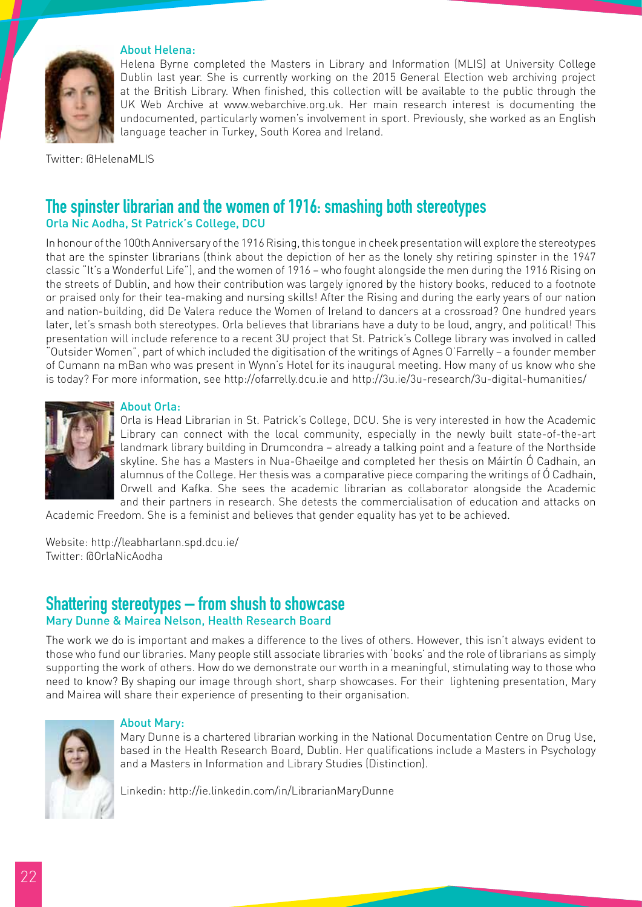**About Helena:**

Helena Byrne completed the Masters in Library and Information (MLIS) at University College Dublin last year. She is currently working on the 2015 General Election web archiving project at the British Library. When finished, this collection will be available to the public through the UK Web Archive at www.webarchive.org.uk. Her main research interest is documenting the undocumented, particularly women's involvement in sport. Previously, she worked as an English language teacher in Turkey, South Korea and Ireland.

Twitter: @HelenaMLIS

## The spinster librarian and the women of 1916: smashing both stereotypes

### Orla Nic Aodha, St Patrick's College, DCU

In honour of the 100th Anniversary of the 1916 Rising, this tongue in cheek presentation will explore the stereotypes that are the spinster librarians (think about the depiction of her as the lonely shy retiring spinster in the 1947 classic "It's a Wonderful Life"), and the women of 1916 – who fought alongside the men during the 1916 Rising on the streets of Dublin, and how their contribution was largely ignored by the history books, reduced to a footnote or praised only for their tea-making and nursing skills! After the Rising and during the early years of our nation and nation-building, did De Valera reduce the Women of Ireland to dancers at a crossroad? One hundred years later, let's smash both stereotypes. Orla believes that librarians have a duty to be loud, angry, and political! This presentation will include reference to a recent 3U project that St. Patrick's College library was involved in called "Outsider Women", part of which included the digitisation of the writings of Agnes O'Farrelly – a founder member of Cumann na mBan who was present in Wynn's Hotel for its inaugural meeting. How many of us know who she is today? For more information, see http://ofarrelly.dcu.ie and http://3u.ie/3u-research/3u-digital-humanities/

**About Orla:**

Orla is Head Librarian in St. Patrick's College, DCU. She is very interested in how the Academic Library can connect with the local community, especially in the newly built state-of-the-art landmark library building in Drumcondra – already a talking point and a feature of the Northside skyline. She has a Masters in Nua-Ghaeilge and completed her thesis on Máirtín Ó Cadhain, an alumnus of the College. Her thesis was a comparative piece comparing the writings of Ó Cadhain, Orwell and Kafka. She sees the academic librarian as collaborator alongside the Academic and their partners in research. She detests the commercialisation of education and attacks on Academic Freedom. She is a feminist and believes that gender equality has yet to be achieved.

Website: http://leabharlann.spd.dcu.ie/
Twitter: @OrlaNicAodha

## Shattering stereotypes – from shush to showcase

### Mary Dunne & Mairea Nelson, Health Research Board

The work we do is important and makes a difference to the lives of others. However, this isn't always evident to those who fund our libraries. Many people still associate libraries with 'books' and the role of librarians as simply supporting the work of others. How do we demonstrate our worth in a meaningful, stimulating way to those who need to know? By shaping our image through short, sharp showcases. For their lightening presentation, Mary and Mairea will share their experience of presenting to their organisation.

**About Mary:**

Mary Dunne is a chartered librarian working in the National Documentation Centre on Drug Use, based in the Health Research Board, Dublin. Her qualifications include a Masters in Psychology and a Masters in Information and Library Studies (Distinction).

Linkedin: http://ie.linkedin.com/in/LibrarianMaryDunne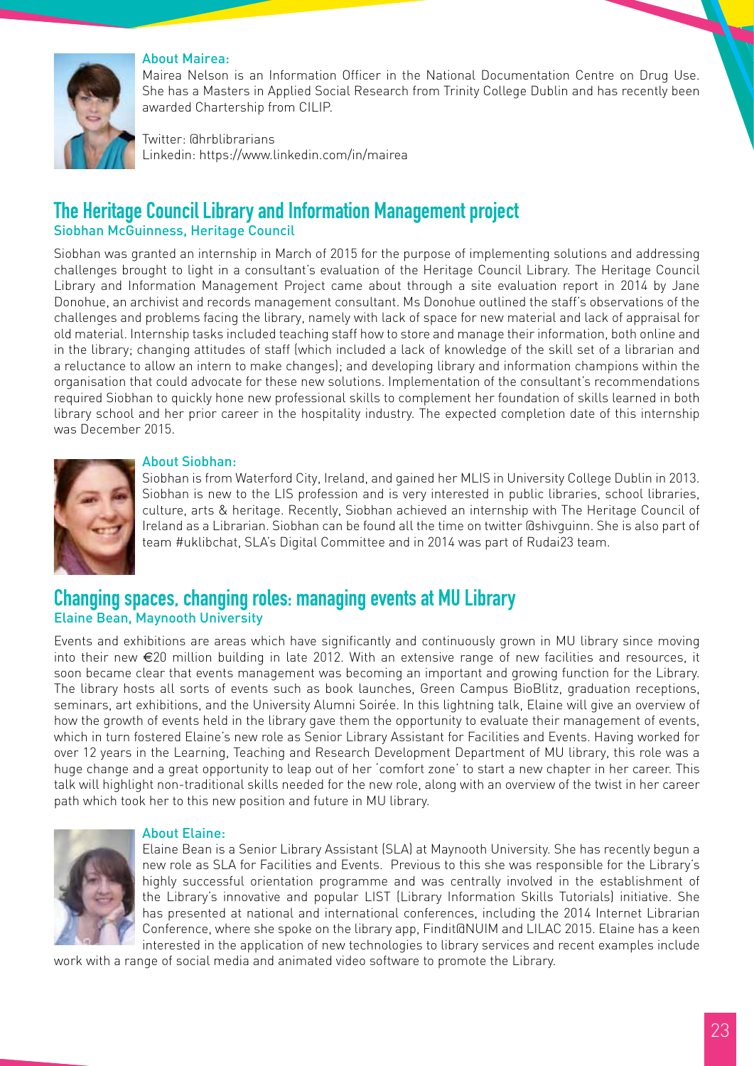### About Mairea:

Mairea Nelson is an Information Officer in the National Documentation Centre on Drug Use. She has a Masters in Applied Social Research from Trinity College Dublin and has recently been awarded Chartership from CILIP.

Twitter: @hrblibrarians
Linkedin: https://www.linkedin.com/in/mairea

## The Heritage Council Library and Information Management project

**Siobhan McGuinness, Heritage Council**

Siobhan was granted an internship in March of 2015 for the purpose of implementing solutions and addressing challenges brought to light in a consultant's evaluation of the Heritage Council Library. The Heritage Council Library and Information Management Project came about through a site evaluation report in 2014 by Jane Donohue, an archivist and records management consultant. Ms Donohue outlined the staff's observations of the challenges and problems facing the library, namely with lack of space for new material and lack of appraisal for old material. Internship tasks included teaching staff how to store and manage their information, both online and in the library; changing attitudes of staff (which included a lack of knowledge of the skill set of a librarian and a reluctance to allow an intern to make changes); and developing library and information champions within the organisation that could advocate for these new solutions. Implementation of the consultant's recommendations required Siobhan to quickly hone new professional skills to complement her foundation of skills learned in both library school and her prior career in the hospitality industry. The expected completion date of this internship was December 2015.

### About Siobhan:

Siobhan is from Waterford City, Ireland, and gained her MLIS in University College Dublin in 2013. Siobhan is new to the LIS profession and is very interested in public libraries, school libraries, culture, arts & heritage. Recently, Siobhan achieved an internship with The Heritage Council of Ireland as a Librarian. Siobhan can be found all the time on twitter @shivguinn. She is also part of team #uklibchat, SLA's Digital Committee and in 2014 was part of Rudai23 team.

## Changing spaces, changing roles: managing events at MU Library

**Elaine Bean, Maynooth University**

Events and exhibitions are areas which have significantly and continuously grown in MU library since moving into their new €20 million building in late 2012. With an extensive range of new facilities and resources, it soon became clear that events management was becoming an important and growing function for the Library. The library hosts all sorts of events such as book launches, Green Campus BioBlitz, graduation receptions, seminars, art exhibitions, and the University Alumni Soirée. In this lightning talk, Elaine will give an overview of how the growth of events held in the library gave them the opportunity to evaluate their management of events, which in turn fostered Elaine's new role as Senior Library Assistant for Facilities and Events. Having worked for over 12 years in the Learning, Teaching and Research Development Department of MU library, this role was a huge change and a great opportunity to leap out of her 'comfort zone' to start a new chapter in her career. This talk will highlight non-traditional skills needed for the new role, along with an overview of the twist in her career path which took her to this new position and future in MU library.

### About Elaine:

Elaine Bean is a Senior Library Assistant (SLA) at Maynooth University. She has recently begun a new role as SLA for Facilities and Events. Previous to this she was responsible for the Library's highly successful orientation programme and was centrally involved in the establishment of the Library's innovative and popular LIST (Library Information Skills Tutorials) initiative. She has presented at national and international conferences, including the 2014 Internet Librarian Conference, where she spoke on the library app, Findit@NUIM and LILAC 2015. Elaine has a keen interested in the application of new technologies to library services and recent examples include work with a range of social media and animated video software to promote the Library.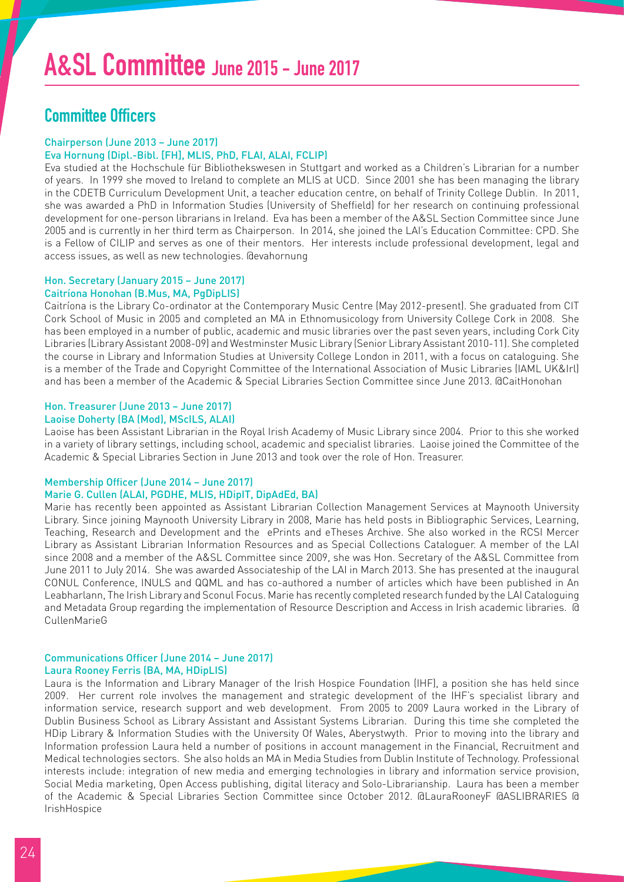# A&SL Committee June 2015 - June 2017

## Committee Officers

### Chairperson (June 2013 – June 2017)
### Eva Hornung (Dipl.-Bibl. (FH), MLIS, PhD, FLAI, ALAI, FCLIP)

Eva studied at the Hochschule für Bibliothekswesen in Stuttgart and worked as a Children's Librarian for a number of years. In 1999 she moved to Ireland to complete an MLIS at UCD. Since 2001 she has been managing the library in the CDETB Curriculum Development Unit, a teacher education centre, on behalf of Trinity College Dublin. In 2011, she was awarded a PhD in Information Studies (University of Sheffield) for her research on continuing professional development for one-person librarians in Ireland. Eva has been a member of the A&SL Section Committee since June 2005 and is currently in her third term as Chairperson. In 2014, she joined the LAI's Education Committee: CPD. She is a Fellow of CILIP and serves as one of their mentors. Her interests include professional development, legal and access issues, as well as new technologies. @evahornung

### Hon. Secretary (January 2015 – June 2017)
### Caitríona Honohan (B.Mus, MA, PgDipLIS)

Caitríona is the Library Co-ordinator at the Contemporary Music Centre (May 2012-present). She graduated from CIT Cork School of Music in 2005 and completed an MA in Ethnomusicology from University College Cork in 2008. She has been employed in a number of public, academic and music libraries over the past seven years, including Cork City Libraries (Library Assistant 2008-09) and Westminster Music Library (Senior Library Assistant 2010-11). She completed the course in Library and Information Studies at University College London in 2011, with a focus on cataloguing. She is a member of the Trade and Copyright Committee of the International Association of Music Libraries (IAML UK&Irl) and has been a member of the Academic & Special Libraries Section Committee since June 2013. @CaitHonohan

### Hon. Treasurer (June 2013 – June 2017)
### Laoise Doherty (BA (Mod), MScILS, ALAI)

Laoise has been Assistant Librarian in the Royal Irish Academy of Music Library since 2004. Prior to this she worked in a variety of library settings, including school, academic and specialist libraries. Laoise joined the Committee of the Academic & Special Libraries Section in June 2013 and took over the role of Hon. Treasurer.

### Membership Officer (June 2014 – June 2017)
### Marie G. Cullen (ALAI, PGDHE, MLIS, HDipIT, DipAdEd, BA)

Marie has recently been appointed as Assistant Librarian Collection Management Services at Maynooth University Library. Since joining Maynooth University Library in 2008, Marie has held posts in Bibliographic Services, Learning, Teaching, Research and Development and the ePrints and eTheses Archive. She also worked in the RCSI Mercer Library as Assistant Librarian Information Resources and as Special Collections Cataloguer. A member of the LAI since 2008 and a member of the A&SL Committee since 2009, she was Hon. Secretary of the A&SL Committee from June 2011 to July 2014. She was awarded Associateship of the LAI in March 2013. She has presented at the inaugural CONUL Conference, INULS and QQML and has co-authored a number of articles which have been published in An Leabharlann, The Irish Library and Sconul Focus. Marie has recently completed research funded by the LAI Cataloguing and Metadata Group regarding the implementation of Resource Description and Access in Irish academic libraries. @CullenMarieG

### Communications Officer (June 2014 – June 2017)
### Laura Rooney Ferris (BA, MA, HDipLIS)

Laura is the Information and Library Manager of the Irish Hospice Foundation (IHF), a position she has held since 2009. Her current role involves the management and strategic development of the IHF's specialist library and information service, research support and web development. From 2005 to 2009 Laura worked in the Library of Dublin Business School as Library Assistant and Assistant Systems Librarian. During this time she completed the HDip Library & Information Studies with the University Of Wales, Aberystwyth. Prior to moving into the library and Information profession Laura held a number of positions in account management in the Financial, Recruitment and Medical technologies sectors. She also holds an MA in Media Studies from Dublin Institute of Technology. Professional interests include: integration of new media and emerging technologies in library and information service provision, Social Media marketing, Open Access publishing, digital literacy and Solo-Librarianship. Laura has been a member of the Academic & Special Libraries Section Committee since October 2012. @LauraRooneyF @ASLIBRARIES @IrishHospice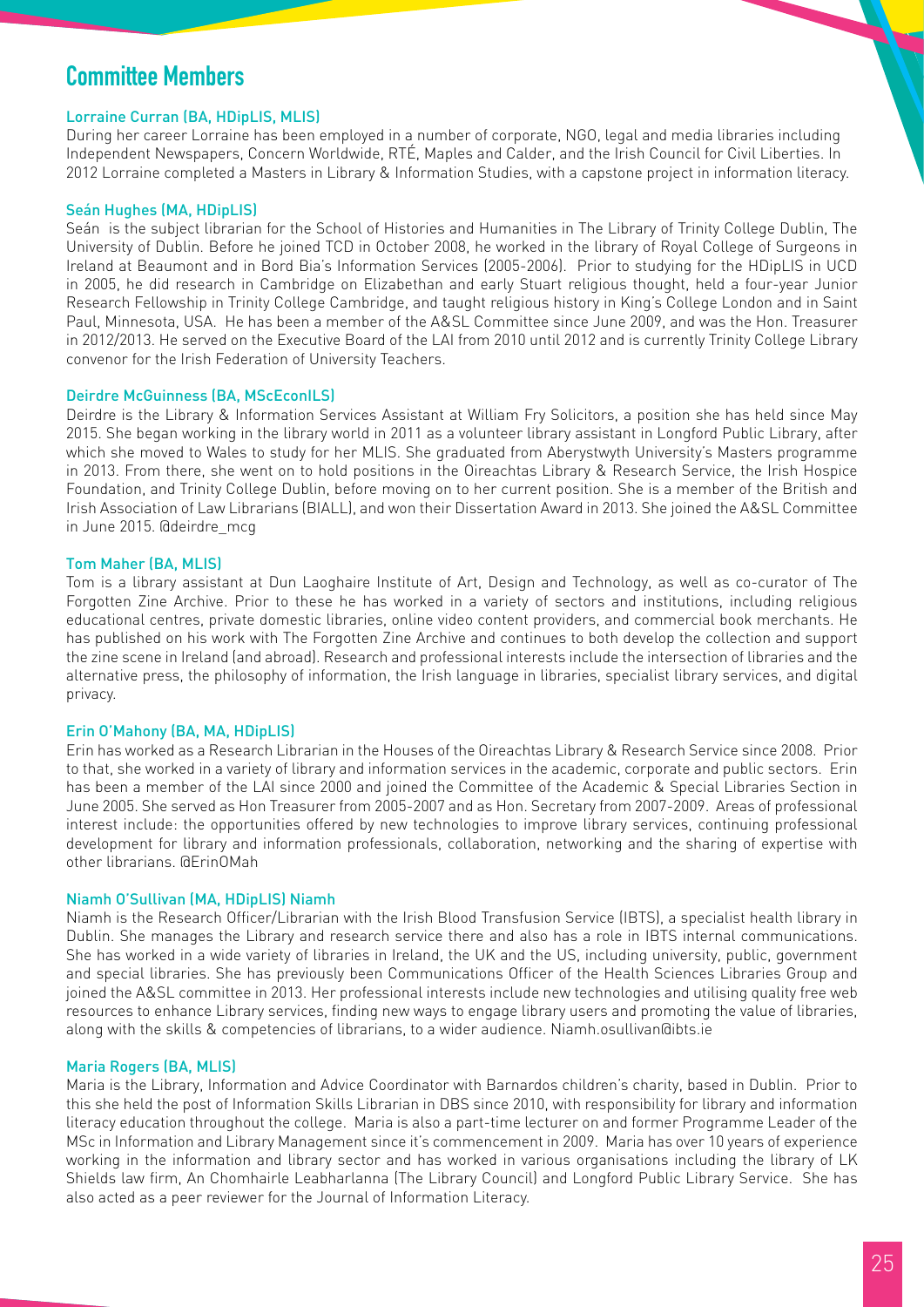## Committee Members

### Lorraine Curran (BA, HDipLIS, MLIS)

During her career Lorraine has been employed in a number of corporate, NGO, legal and media libraries including Independent Newspapers, Concern Worldwide, RTÉ, Maples and Calder, and the Irish Council for Civil Liberties. In 2012 Lorraine completed a Masters in Library & Information Studies, with a capstone project in information literacy.

### Seán Hughes (MA, HDipLIS)

Seán is the subject librarian for the School of Histories and Humanities in The Library of Trinity College Dublin, The University of Dublin. Before he joined TCD in October 2008, he worked in the library of Royal College of Surgeons in Ireland at Beaumont and in Bord Bia's Information Services (2005-2006). Prior to studying for the HDipLIS in UCD in 2005, he did research in Cambridge on Elizabethan and early Stuart religious thought, held a four-year Junior Research Fellowship in Trinity College Cambridge, and taught religious history in King's College London and in Saint Paul, Minnesota, USA. He has been a member of the A&SL Committee since June 2009, and was the Hon. Treasurer in 2012/2013. He served on the Executive Board of the LAI from 2010 until 2012 and is currently Trinity College Library convenor for the Irish Federation of University Teachers.

### Deirdre McGuinness (BA, MScEconILS)

Deirdre is the Library & Information Services Assistant at William Fry Solicitors, a position she has held since May 2015. She began working in the library world in 2011 as a volunteer library assistant in Longford Public Library, after which she moved to Wales to study for her MLIS. She graduated from Aberystwyth University's Masters programme in 2013. From there, she went on to hold positions in the Oireachtas Library & Research Service, the Irish Hospice Foundation, and Trinity College Dublin, before moving on to her current position. She is a member of the British and Irish Association of Law Librarians (BIALL), and won their Dissertation Award in 2013. She joined the A&SL Committee in June 2015. @deirdre_mcg

### Tom Maher (BA, MLIS)

Tom is a library assistant at Dun Laoghaire Institute of Art, Design and Technology, as well as co-curator of The Forgotten Zine Archive. Prior to these he has worked in a variety of sectors and institutions, including religious educational centres, private domestic libraries, online video content providers, and commercial book merchants. He has published on his work with The Forgotten Zine Archive and continues to both develop the collection and support the zine scene in Ireland (and abroad). Research and professional interests include the intersection of libraries and the alternative press, the philosophy of information, the Irish language in libraries, specialist library services, and digital privacy.

### Erin O'Mahony (BA, MA, HDipLIS)

Erin has worked as a Research Librarian in the Houses of the Oireachtas Library & Research Service since 2008. Prior to that, she worked in a variety of library and information services in the academic, corporate and public sectors. Erin has been a member of the LAI since 2000 and joined the Committee of the Academic & Special Libraries Section in June 2005. She served as Hon Treasurer from 2005-2007 and as Hon. Secretary from 2007-2009. Areas of professional interest include: the opportunities offered by new technologies to improve library services, continuing professional development for library and information professionals, collaboration, networking and the sharing of expertise with other librarians. @ErinOMah

### Niamh O'Sullivan (MA, HDipLIS) Niamh

Niamh is the Research Officer/Librarian with the Irish Blood Transfusion Service (IBTS), a specialist health library in Dublin. She manages the Library and research service there and also has a role in IBTS internal communications. She has worked in a wide variety of libraries in Ireland, the UK and the US, including university, public, government and special libraries. She has previously been Communications Officer of the Health Sciences Libraries Group and joined the A&SL committee in 2013. Her professional interests include new technologies and utilising quality free web resources to enhance Library services, finding new ways to engage library users and promoting the value of libraries, along with the skills & competencies of librarians, to a wider audience. Niamh.osullivan@ibts.ie

### Maria Rogers (BA, MLIS)

Maria is the Library, Information and Advice Coordinator with Barnardos children's charity, based in Dublin. Prior to this she held the post of Information Skills Librarian in DBS since 2010, with responsibility for library and information literacy education throughout the college. Maria is also a part-time lecturer on and former Programme Leader of the MSc in Information and Library Management since it's commencement in 2009. Maria has over 10 years of experience working in the information and library sector and has worked in various organisations including the library of LK Shields law firm, An Chomhairle Leabharlanna (The Library Council) and Longford Public Library Service. She has also acted as a peer reviewer for the Journal of Information Literacy.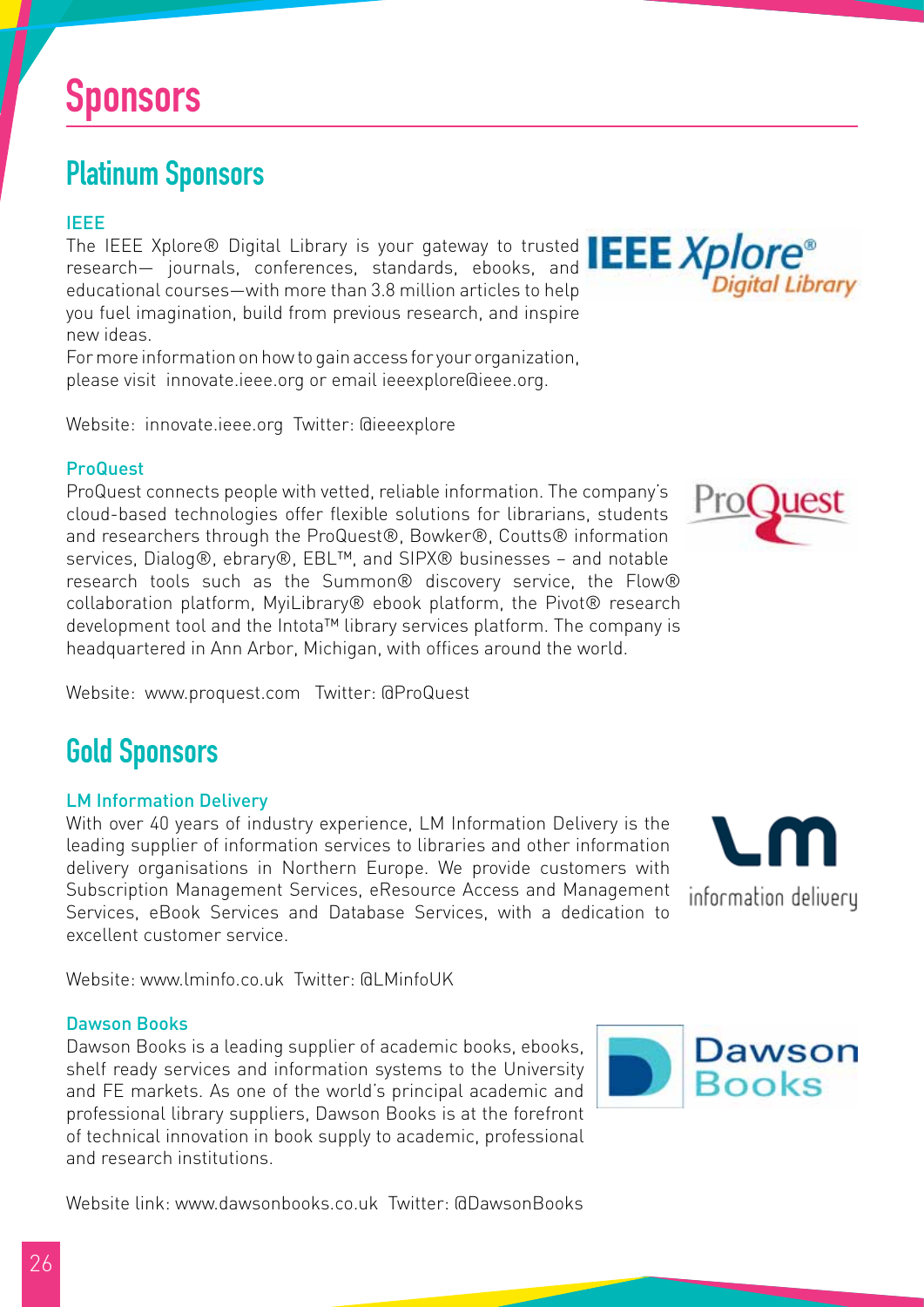# Sponsors

## Platinum Sponsors

### IEEE

The IEEE Xplore® Digital Library is your gateway to trusted research— journals, conferences, standards, ebooks, and educational courses—with more than 3.8 million articles to help you fuel imagination, build from previous research, and inspire new ideas.

For more information on how to gain access for your organization, please visit innovate.ieee.org or email ieeexplore@ieee.org.

Website: innovate.ieee.org Twitter: @ieeexplore

### ProQuest

ProQuest connects people with vetted, reliable information. The company's cloud-based technologies offer flexible solutions for librarians, students and researchers through the ProQuest®, Bowker®, Coutts® information services, Dialog®, ebrary®, EBL™, and SIPX® businesses – and notable research tools such as the Summon® discovery service, the Flow® collaboration platform, MyiLibrary® ebook platform, the Pivot® research development tool and the Intota™ library services platform. The company is headquartered in Ann Arbor, Michigan, with offices around the world.

Website: www.proquest.com Twitter: @ProQuest

## Gold Sponsors

### LM Information Delivery

With over 40 years of industry experience, LM Information Delivery is the leading supplier of information services to libraries and other information delivery organisations in Northern Europe. We provide customers with Subscription Management Services, eResource Access and Management Services, eBook Services and Database Services, with a dedication to excellent customer service.

Website: www.lminfo.co.uk Twitter: @LMinfoUK

### Dawson Books

Dawson Books is a leading supplier of academic books, ebooks, shelf ready services and information systems to the University and FE markets. As one of the world's principal academic and professional library suppliers, Dawson Books is at the forefront of technical innovation in book supply to academic, professional and research institutions.

Website link: www.dawsonbooks.co.uk Twitter: @DawsonBooks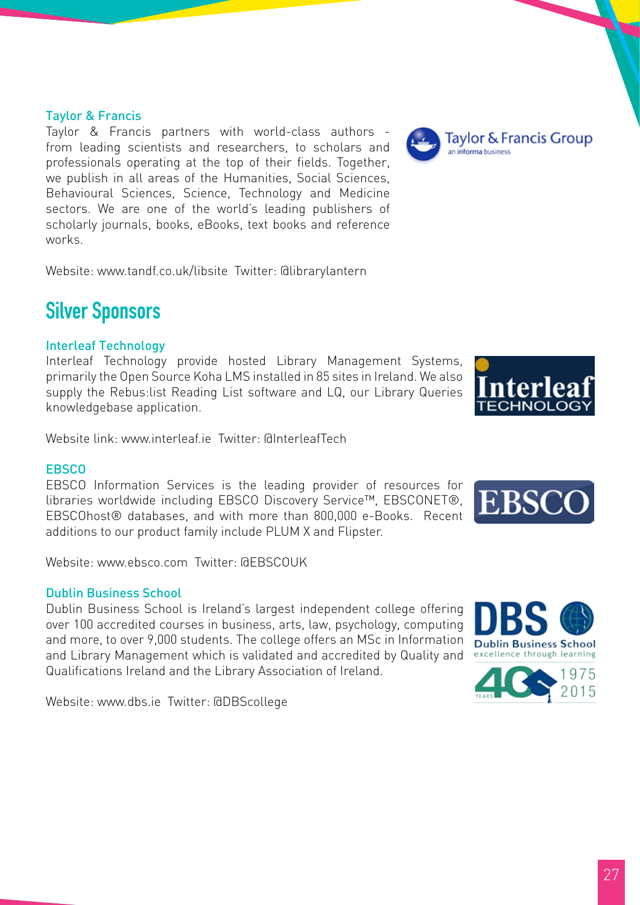### Taylor & Francis

Taylor & Francis partners with world-class authors - from leading scientists and researchers, to scholars and professionals operating at the top of their fields. Together, we publish in all areas of the Humanities, Social Sciences, Behavioural Sciences, Science, Technology and Medicine sectors. We are one of the world's leading publishers of scholarly journals, books, eBooks, text books and reference works.

Website: www.tandf.co.uk/libsite Twitter: @librarylantern

## Silver Sponsors

### Interleaf Technology

Interleaf Technology provide hosted Library Management Systems, primarily the Open Source Koha LMS installed in 85 sites in Ireland. We also supply the Rebus:list Reading List software and LQ, our Library Queries knowledgebase application.

Website link: www.interleaf.ie Twitter: @InterleafTech

### EBSCO

EBSCO Information Services is the leading provider of resources for libraries worldwide including EBSCO Discovery Service™, EBSCONET®, EBSCOhost® databases, and with more than 800,000 e-Books. Recent additions to our product family include PLUM X and Flipster.

Website: www.ebsco.com Twitter: @EBSCOUK

### Dublin Business School

Dublin Business School is Ireland's largest independent college offering over 100 accredited courses in business, arts, law, psychology, computing and more, to over 9,000 students. The college offers an MSc in Information and Library Management which is validated and accredited by Quality and Qualifications Ireland and the Library Association of Ireland.

Website: www.dbs.ie Twitter: @DBScollege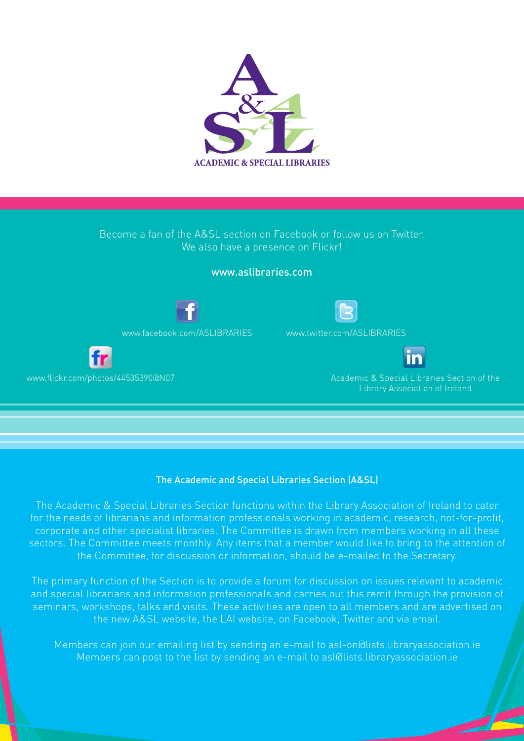ACADEMIC & SPECIAL LIBRARIES

Become a fan of the A&SL section on Facebook or follow us on Twitter.
We also have a presence on Flickr!

**www.aslibraries.com**

www.facebook.com/ASLIBRARIES

www.twitter.com/ASLIBRARIES

www.flickr.com/photos/44535390@N07

Academic & Special Libraries Section of the Library Association of Ireland

## The Academic and Special Libraries Section (A&SL)

The Academic & Special Libraries Section functions within the Library Association of Ireland to cater for the needs of librarians and information professionals working in academic, research, not-for-profit, corporate and other specialist libraries. The Committee is drawn from members working in all these sectors. The Committee meets monthly. Any items that a member would like to bring to the attention of the Committee, for discussion or information, should be e-mailed to the Secretary.

The primary function of the Section is to provide a forum for discussion on issues relevant to academic and special librarians and information professionals and carries out this remit through the provision of seminars, workshops, talks and visits. These activities are open to all members and are advertised on the new A&SL website, the LAI website, on Facebook, Twitter and via email.

Members can join our emailing list by sending an e-mail to asl-on@lists.libraryassociation.ie
Members can post to the list by sending an e-mail to asl@lists.libraryassociation.ie